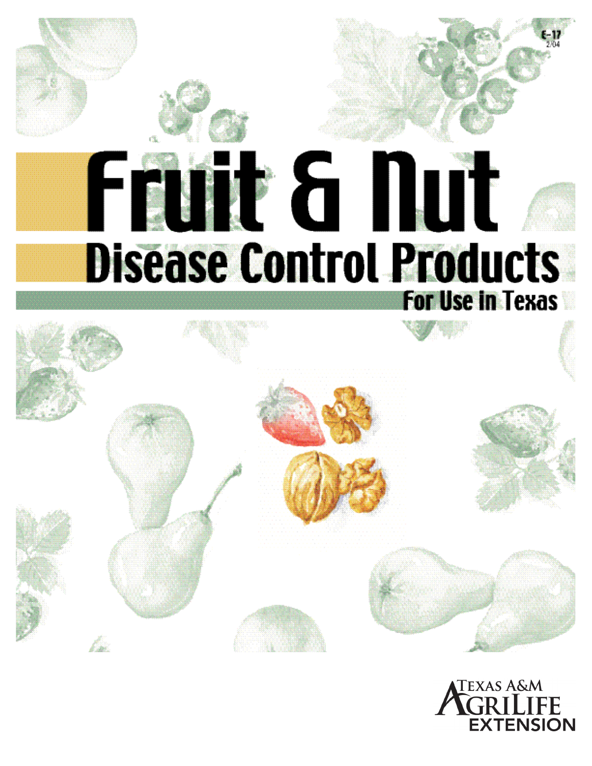E-17
2/04

# Fruit & Nut

## Disease Control Products

### For Use in Texas

Texas A&M AgriLife Extension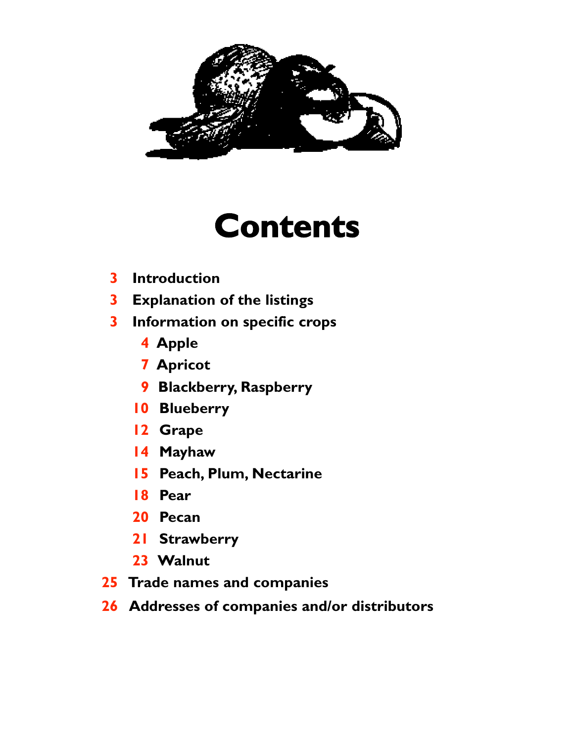# Contents

- 3 Introduction
- 3 Explanation of the listings
- 3 Information on specific crops
  - 4 Apple
  - 7 Apricot
  - 9 Blackberry, Raspberry
  - 10 Blueberry
  - 12 Grape
  - 14 Mayhaw
  - 15 Peach, Plum, Nectarine
  - 18 Pear
  - 20 Pecan
  - 21 Strawberry
  - 23 Walnut
- 25 Trade names and companies
- 26 Addresses of companies and/or distributors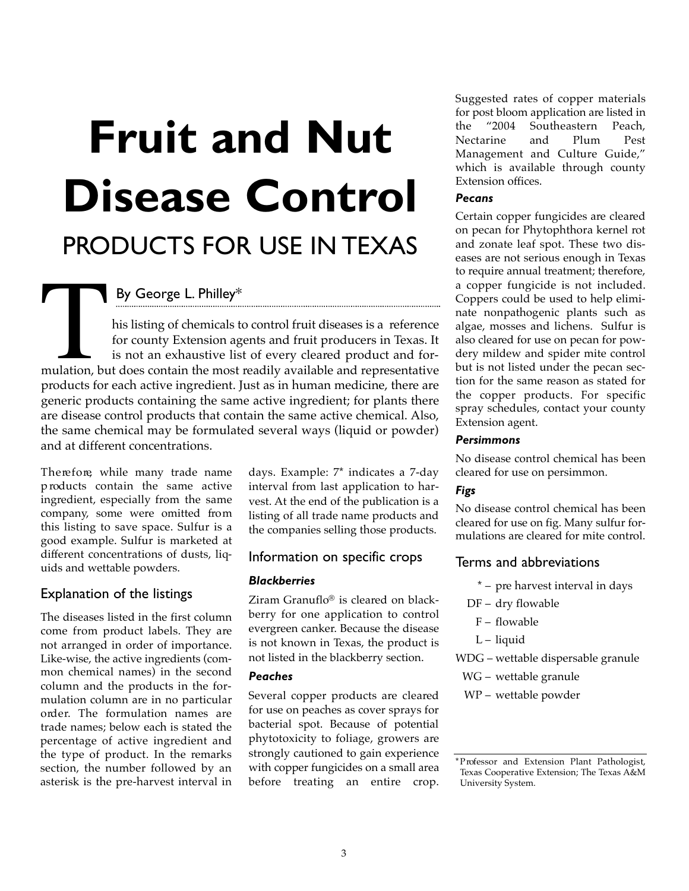# Fruit and Nut Disease Control

## PRODUCTS FOR USE IN TEXAS

By George L. Philley*

This listing of chemicals to control fruit diseases is a reference for county Extension agents and fruit producers in Texas. It is not an exhaustive list of every cleared product and formulation, but does contain the most readily available and representative products for each active ingredient. Just as in human medicine, there are generic products containing the same active ingredient; for plants there are disease control products that contain the same active chemical. Also, the same chemical may be formulated several ways (liquid or powder) and at different concentrations.

Therefore, while many trade name products contain the same active ingredient, especially from the same company, some were omitted from this listing to save space. Sulfur is a good example. Sulfur is marketed at different concentrations of dusts, liquids and wettable powders.

### Explanation of the listings

The diseases listed in the first column come from product labels. They are not arranged in order of importance. Like-wise, the active ingredients (common chemical names) in the second column and the products in the formulation column are in no particular order. The formulation names are trade names; below each is stated the percentage of active ingredient and the type of product. In the remarks section, the number followed by an asterisk is the pre-harvest interval in days. Example: 7* indicates a 7-day interval from last application to harvest. At the end of the publication is a listing of all trade name products and the companies selling those products.

### Information on specific crops

#### *Blackberries*

Ziram Granuflo® is cleared on blackberry for one application to control evergreen canker. Because the disease is not known in Texas, the product is not listed in the blackberry section.

#### *Peaches*

Several copper products are cleared for use on peaches as cover sprays for bacterial spot. Because of potential phytotoxicity to foliage, growers are strongly cautioned to gain experience with copper fungicides on a small area before treating an entire crop. Suggested rates of copper materials for post bloom application are listed in the "2004 Southeastern Peach, Nectarine and Plum Pest Management and Culture Guide," which is available through county Extension offices.

#### *Pecans*

Certain copper fungicides are cleared on pecan for Phytophthora kernel rot and zonate leaf spot. These two diseases are not serious enough in Texas to require annual treatment; therefore, a copper fungicide is not included. Coppers could be used to help eliminate nonpathogenic plants such as algae, mosses and lichens. Sulfur is also cleared for use on pecan for powdery mildew and spider mite control but is not listed under the pecan section for the same reason as stated for the copper products. For specific spray schedules, contact your county Extension agent.

#### *Persimmons*

No disease control chemical has been cleared for use on persimmon.

#### *Figs*

No disease control chemical has been cleared for use on fig. Many sulfur formulations are cleared for mite control.

### Terms and abbreviations

- * – pre harvest interval in days
- DF – dry flowable
- F – flowable
- L – liquid
- WDG – wettable dispersable granule
- WG – wettable granule
- WP – wettable powder

*Professor and Extension Plant Pathologist, Texas Cooperative Extension; The Texas A&M University System.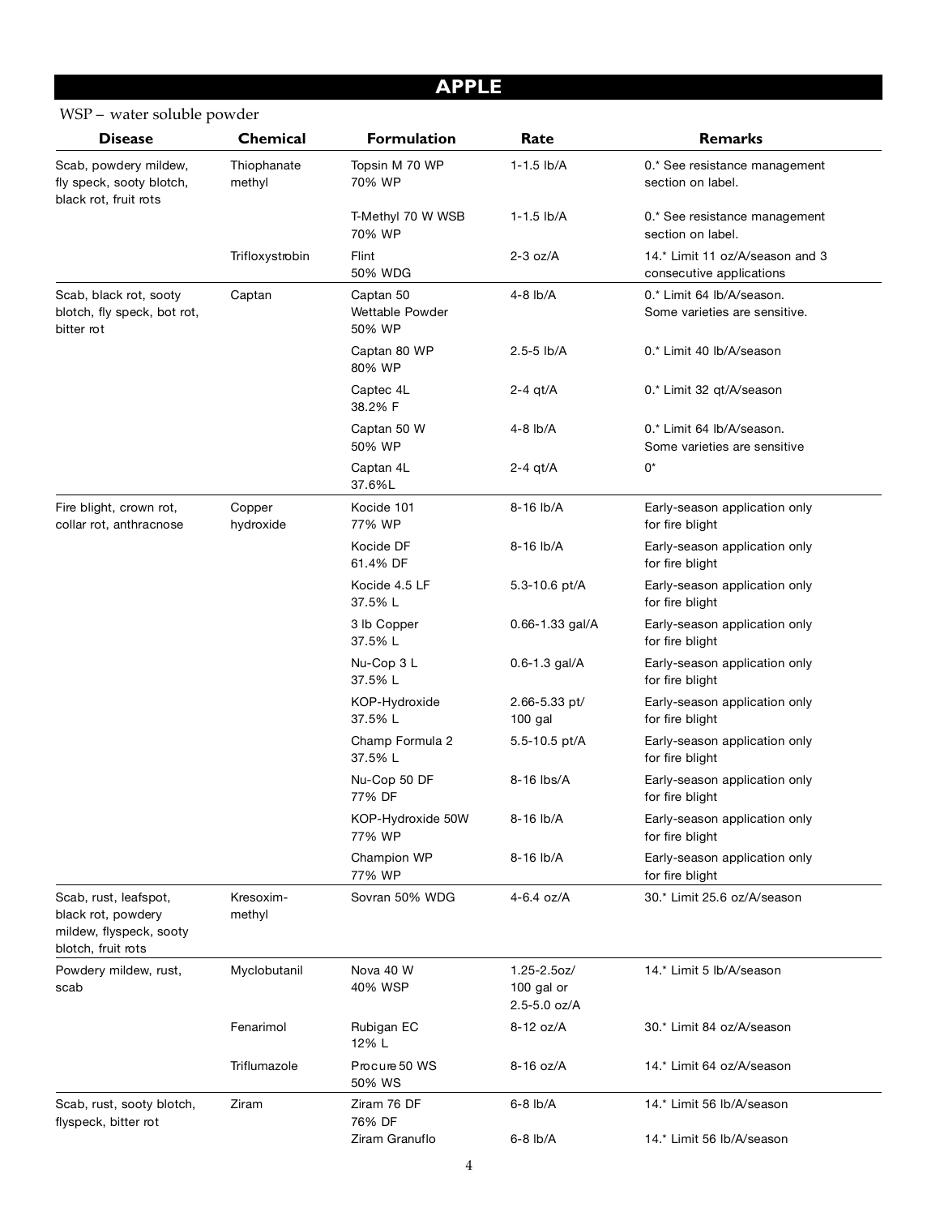# APPLE

WSP – water soluble powder

| Disease | Chemical | Formulation | Rate | Remarks |
|---|---|---|---|---|
| Scab, powdery mildew, fly speck, sooty blotch, black rot, fruit rots | Thiophanate methyl | Topsin M 70 WP 70% WP | 1-1.5 lb/A | 0.* See resistance management section on label. |
| | | T-Methyl 70 W WSB 70% WP | 1-1.5 lb/A | 0.* See resistance management section on label. |
| | Trifloxystrobin | Flint 50% WDG | 2-3 oz/A | 14.* Limit 11 oz/A/season and 3 consecutive applications |
| Scab, black rot, sooty blotch, fly speck, bot rot, bitter rot | Captan | Captan 50 Wettable Powder 50% WP | 4-8 lb/A | 0.* Limit 64 lb/A/season. Some varieties are sensitive. |
| | | Captan 80 WP 80% WP | 2.5-5 lb/A | 0.* Limit 40 lb/A/season |
| | | Captec 4L 38.2% F | 2-4 qt/A | 0.* Limit 32 qt/A/season |
| | | Captan 50 W 50% WP | 4-8 lb/A | 0.* Limit 64 lb/A/season. Some varieties are sensitive |
| | | Captan 4L 37.6%L | 2-4 qt/A | 0* |
| Fire blight, crown rot, collar rot, anthracnose | Copper hydroxide | Kocide 101 77% WP | 8-16 lb/A | Early-season application only for fire blight |
| | | Kocide DF 61.4% DF | 8-16 lb/A | Early-season application only for fire blight |
| | | Kocide 4.5 LF 37.5% L | 5.3-10.6 pt/A | Early-season application only for fire blight |
| | | 3 lb Copper 37.5% L | 0.66-1.33 gal/A | Early-season application only for fire blight |
| | | Nu-Cop 3 L 37.5% L | 0.6-1.3 gal/A | Early-season application only for fire blight |
| | | KOP-Hydroxide 37.5% L | 2.66-5.33 pt/ 100 gal | Early-season application only for fire blight |
| | | Champ Formula 2 37.5% L | 5.5-10.5 pt/A | Early-season application only for fire blight |
| | | Nu-Cop 50 DF 77% DF | 8-16 lbs/A | Early-season application only for fire blight |
| | | KOP-Hydroxide 50W 77% WP | 8-16 lb/A | Early-season application only for fire blight |
| | | Champion WP 77% WP | 8-16 lb/A | Early-season application only for fire blight |
| Scab, rust, leafspot, black rot, powdery mildew, flyspeck, sooty blotch, fruit rots | Kresoxim-methyl | Sovran 50% WDG | 4-6.4 oz/A | 30.* Limit 25.6 oz/A/season |
| Powdery mildew, rust, scab | Myclobutanil | Nova 40 W 40% WSP | 1.25-2.5oz/ 100 gal or 2.5-5.0 oz/A | 14.* Limit 5 lb/A/season |
| | Fenarimol | Rubigan EC 12% L | 8-12 oz/A | 30.* Limit 84 oz/A/season |
| | Triflumazole | Procure 50 WS 50% WS | 8-16 oz/A | 14.* Limit 64 oz/A/season |
| Scab, rust, sooty blotch, flyspeck, bitter rot | Ziram | Ziram 76 DF 76% DF | 6-8 lb/A | 14.* Limit 56 lb/A/season |
| | | Ziram Granuflo | 6-8 lb/A | 14.* Limit 56 lb/A/season |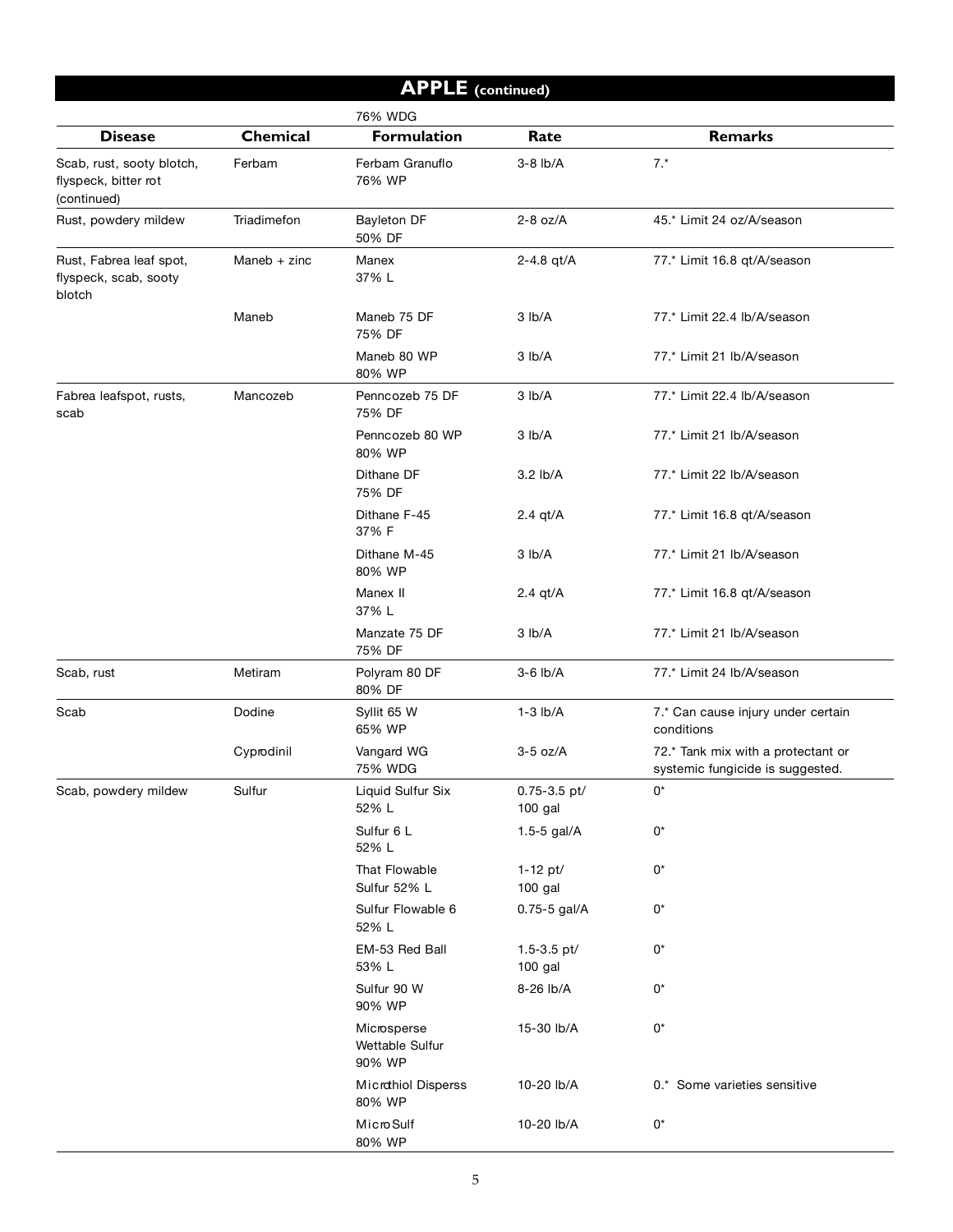## APPLE (continued)

| Disease | Chemical | Formulation | Rate | Remarks |
| --- | --- | --- | --- | --- |
| | | 76% WDG | | |
| Scab, rust, sooty blotch, flyspeck, bitter rot (continued) | Ferbam | Ferbam Granuflo 76% WP | 3-8 lb/A | 7.* |
| Rust, powdery mildew | Triadimefon | Bayleton DF 50% DF | 2-8 oz/A | 45.* Limit 24 oz/A/season |
| Rust, Fabrea leaf spot, flyspeck, scab, sooty blotch | Maneb + zinc | Manex 37% L | 2-4.8 qt/A | 77.* Limit 16.8 qt/A/season |
| | Maneb | Maneb 75 DF 75% DF | 3 lb/A | 77.* Limit 22.4 lb/A/season |
| | | Maneb 80 WP 80% WP | 3 lb/A | 77.* Limit 21 lb/A/season |
| Fabrea leafspot, rusts, scab | Mancozeb | Penncozeb 75 DF 75% DF | 3 lb/A | 77.* Limit 22.4 lb/A/season |
| | | Penncozeb 80 WP 80% WP | 3 lb/A | 77.* Limit 21 lb/A/season |
| | | Dithane DF 75% DF | 3.2 lb/A | 77.* Limit 22 lb/A/season |
| | | Dithane F-45 37% F | 2.4 qt/A | 77.* Limit 16.8 qt/A/season |
| | | Dithane M-45 80% WP | 3 lb/A | 77.* Limit 21 lb/A/season |
| | | Manex II 37% L | 2.4 qt/A | 77.* Limit 16.8 qt/A/season |
| | | Manzate 75 DF 75% DF | 3 lb/A | 77.* Limit 21 lb/A/season |
| Scab, rust | Metiram | Polyram 80 DF 80% DF | 3-6 lb/A | 77.* Limit 24 lb/A/season |
| Scab | Dodine | Syllit 65 W 65% WP | 1-3 lb/A | 7.* Can cause injury under certain conditions |
| | Cyprodinil | Vangard WG 75% WDG | 3-5 oz/A | 72.* Tank mix with a protectant or systemic fungicide is suggested. |
| Scab, powdery mildew | Sulfur | Liquid Sulfur Six 52% L | 0.75-3.5 pt/ 100 gal | 0* |
| | | Sulfur 6 L 52% L | 1.5-5 gal/A | 0* |
| | | That Flowable Sulfur 52% L | 1-12 pt/ 100 gal | 0* |
| | | Sulfur Flowable 6 52% L | 0.75-5 gal/A | 0* |
| | | EM-53 Red Ball 53% L | 1.5-3.5 pt/ 100 gal | 0* |
| | | Sulfur 90 W 90% WP | 8-26 lb/A | 0* |
| | | Microsperse Wettable Sulfur 90% WP | 15-30 lb/A | 0* |
| | | Microthiol Disperss 80% WP | 10-20 lb/A | 0.* Some varieties sensitive |
| | | MicroSulf 80% WP | 10-20 lb/A | 0* |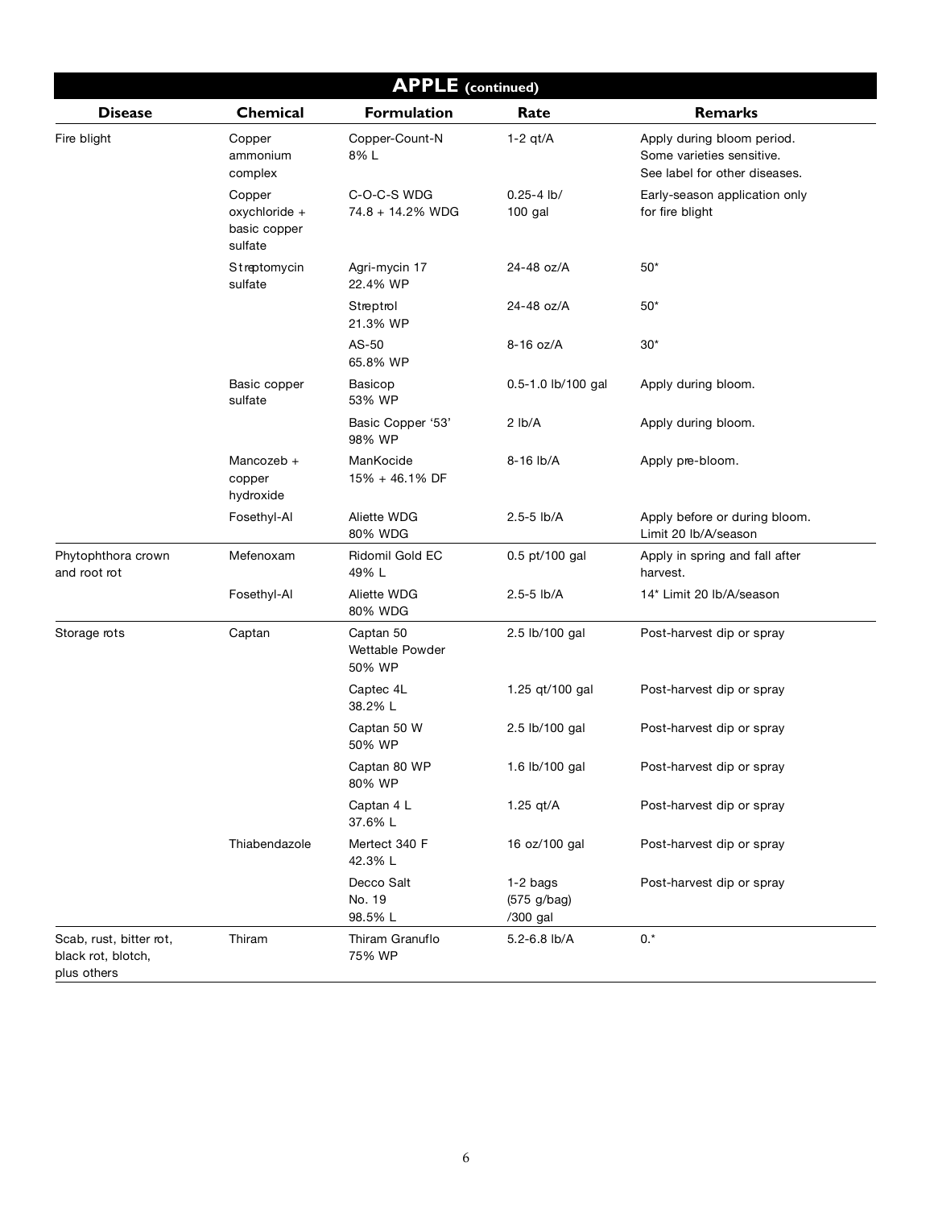## APPLE (continued)

| Disease | Chemical | Formulation | Rate | Remarks |
|---|---|---|---|---|
| Fire blight | Copper ammonium complex | Copper-Count-N 8% L | 1-2 qt/A | Apply during bloom period. Some varieties sensitive. See label for other diseases. |
| | Copper oxychloride + basic copper sulfate | C-O-C-S WDG 74.8 + 14.2% WDG | 0.25-4 lb/ 100 gal | Early-season application only for fire blight |
| | Streptomycin sulfate | Agri-mycin 17 22.4% WP | 24-48 oz/A | 50* |
| | | Streptrol 21.3% WP | 24-48 oz/A | 50* |
| | | AS-50 65.8% WP | 8-16 oz/A | 30* |
| | Basic copper sulfate | Basicop 53% WP | 0.5-1.0 lb/100 gal | Apply during bloom. |
| | | Basic Copper '53' 98% WP | 2 lb/A | Apply during bloom. |
| | Mancozeb + copper hydroxide | ManKocide 15% + 46.1% DF | 8-16 lb/A | Apply pre-bloom. |
| | Fosethyl-Al | Aliette WDG 80% WDG | 2.5-5 lb/A | Apply before or during bloom. Limit 20 lb/A/season |
| Phytophthora crown and root rot | Mefenoxam | Ridomil Gold EC 49% L | 0.5 pt/100 gal | Apply in spring and fall after harvest. |
| | Fosethyl-Al | Aliette WDG 80% WDG | 2.5-5 lb/A | 14* Limit 20 lb/A/season |
| Storage rots | Captan | Captan 50 Wettable Powder 50% WP | 2.5 lb/100 gal | Post-harvest dip or spray |
| | | Captec 4L 38.2% L | 1.25 qt/100 gal | Post-harvest dip or spray |
| | | Captan 50 W 50% WP | 2.5 lb/100 gal | Post-harvest dip or spray |
| | | Captan 80 WP 80% WP | 1.6 lb/100 gal | Post-harvest dip or spray |
| | | Captan 4 L 37.6% L | 1.25 qt/A | Post-harvest dip or spray |
| | Thiabendazole | Mertect 340 F 42.3% L | 16 oz/100 gal | Post-harvest dip or spray |
| | | Decco Salt No. 19 98.5% L | 1-2 bags (575 g/bag) /300 gal | Post-harvest dip or spray |
| Scab, rust, bitter rot, black rot, blotch, plus others | Thiram | Thiram Granuflo 75% WP | 5.2-6.8 lb/A | 0.* |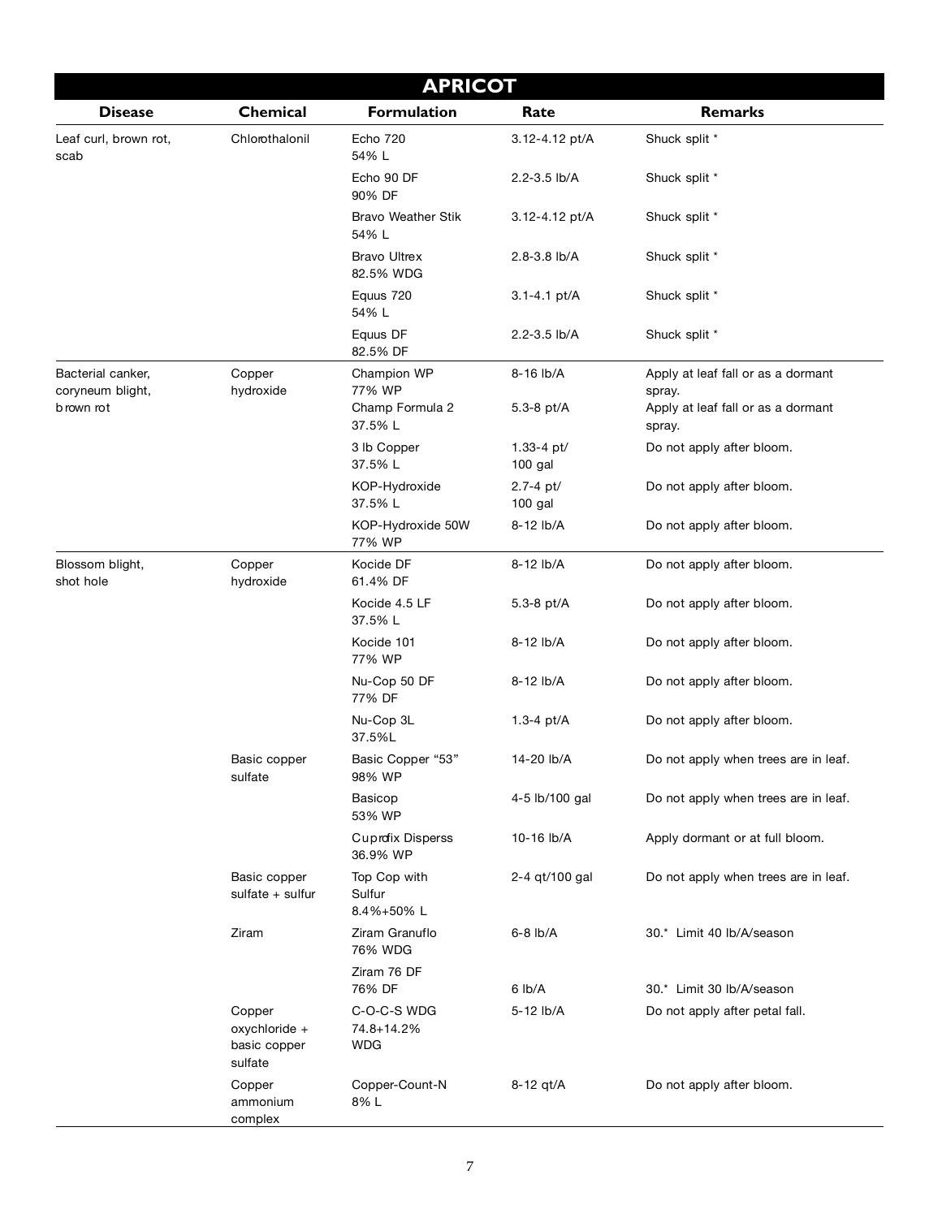# APRICOT

| Disease | Chemical | Formulation | Rate | Remarks |
|---|---|---|---|---|
| Leaf curl, brown rot, scab | Chlorothalonil | Echo 720 54% L | 3.12-4.12 pt/A | Shuck split * |
| | | Echo 90 DF 90% DF | 2.2-3.5 lb/A | Shuck split * |
| | | Bravo Weather Stik 54% L | 3.12-4.12 pt/A | Shuck split * |
| | | Bravo Ultrex 82.5% WDG | 2.8-3.8 lb/A | Shuck split * |
| | | Equus 720 54% L | 3.1-4.1 pt/A | Shuck split * |
| | | Equus DF 82.5% DF | 2.2-3.5 lb/A | Shuck split * |
| Bacterial canker, coryneum blight, brown rot | Copper hydroxide | Champion WP 77% WP | 8-16 lb/A | Apply at leaf fall or as a dormant spray. |
| | | Champ Formula 2 37.5% L | 5.3-8 pt/A | Apply at leaf fall or as a dormant spray. |
| | | 3 lb Copper 37.5% L | 1.33-4 pt/ 100 gal | Do not apply after bloom. |
| | | KOP-Hydroxide 37.5% L | 2.7-4 pt/ 100 gal | Do not apply after bloom. |
| | | KOP-Hydroxide 50W 77% WP | 8-12 lb/A | Do not apply after bloom. |
| Blossom blight, shot hole | Copper hydroxide | Kocide DF 61.4% DF | 8-12 lb/A | Do not apply after bloom. |
| | | Kocide 4.5 LF 37.5% L | 5.3-8 pt/A | Do not apply after bloom. |
| | | Kocide 101 77% WP | 8-12 lb/A | Do not apply after bloom. |
| | | Nu-Cop 50 DF 77% DF | 8-12 lb/A | Do not apply after bloom. |
| | | Nu-Cop 3L 37.5%L | 1.3-4 pt/A | Do not apply after bloom. |
| | Basic copper sulfate | Basic Copper "53" 98% WP | 14-20 lb/A | Do not apply when trees are in leaf. |
| | | Basicop 53% WP | 4-5 lb/100 gal | Do not apply when trees are in leaf. |
| | | Cuprofix Disperss 36.9% WP | 10-16 lb/A | Apply dormant or at full bloom. |
| | Basic copper sulfate + sulfur | Top Cop with Sulfur 8.4%+50% L | 2-4 qt/100 gal | Do not apply when trees are in leaf. |
| | Ziram | Ziram Granuflo 76% WDG | 6-8 lb/A | 30.* Limit 40 lb/A/season |
| | | Ziram 76 DF 76% DF | 6 lb/A | 30.* Limit 30 lb/A/season |
| | Copper oxychloride + basic copper sulfate | C-O-C-S WDG 74.8+14.2% WDG | 5-12 lb/A | Do not apply after petal fall. |
| | Copper ammonium complex | Copper-Count-N 8% L | 8-12 qt/A | Do not apply after bloom. |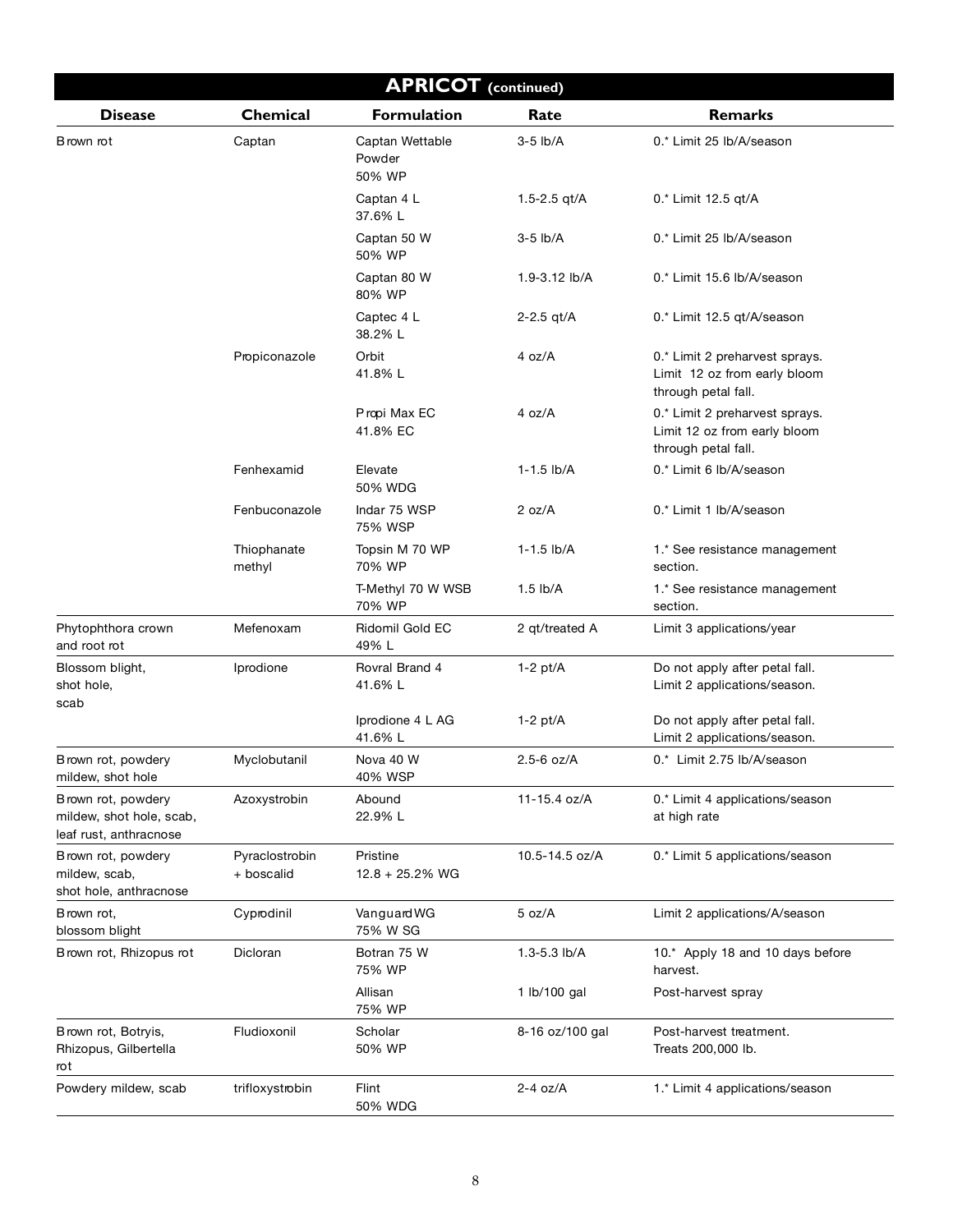## APRICOT (continued)

| Disease | Chemical | Formulation | Rate | Remarks |
|---|---|---|---|---|
| Brown rot | Captan | Captan Wettable Powder 50% WP | 3-5 lb/A | 0.* Limit 25 lb/A/season |
| | | Captan 4 L 37.6% L | 1.5-2.5 qt/A | 0.* Limit 12.5 qt/A |
| | | Captan 50 W 50% WP | 3-5 lb/A | 0.* Limit 25 lb/A/season |
| | | Captan 80 W 80% WP | 1.9-3.12 lb/A | 0.* Limit 15.6 lb/A/season |
| | | Captec 4 L 38.2% L | 2-2.5 qt/A | 0.* Limit 12.5 qt/A/season |
| | Propiconazole | Orbit 41.8% L | 4 oz/A | 0.* Limit 2 preharvest sprays. Limit 12 oz from early bloom through petal fall. |
| | | Propi Max EC 41.8% EC | 4 oz/A | 0.* Limit 2 preharvest sprays. Limit 12 oz from early bloom through petal fall. |
| | Fenhexamid | Elevate 50% WDG | 1-1.5 lb/A | 0.* Limit 6 lb/A/season |
| | Fenbuconazole | Indar 75 WSP 75% WSP | 2 oz/A | 0.* Limit 1 lb/A/season |
| | Thiophanate methyl | Topsin M 70 WP 70% WP | 1-1.5 lb/A | 1.* See resistance management section. |
| | | T-Methyl 70 W WSB 70% WP | 1.5 lb/A | 1.* See resistance management section. |
| Phytophthora crown and root rot | Mefenoxam | Ridomil Gold EC 49% L | 2 qt/treated A | Limit 3 applications/year |
| Blossom blight, shot hole, scab | Iprodione | Rovral Brand 4 41.6% L | 1-2 pt/A | Do not apply after petal fall. Limit 2 applications/season. |
| | | Iprodione 4 L AG 41.6% L | 1-2 pt/A | Do not apply after petal fall. Limit 2 applications/season. |
| Brown rot, powdery mildew, shot hole | Myclobutanil | Nova 40 W 40% WSP | 2.5-6 oz/A | 0.* Limit 2.75 lb/A/season |
| Brown rot, powdery mildew, shot hole, scab, leaf rust, anthracnose | Azoxystrobin | Abound 22.9% L | 11-15.4 oz/A | 0.* Limit 4 applications/season at high rate |
| Brown rot, powdery mildew, scab, shot hole, anthracnose | Pyraclostrobin + boscalid | Pristine 12.8 + 25.2% WG | 10.5-14.5 oz/A | 0.* Limit 5 applications/season |
| Brown rot, blossom blight | Cyprodinil | Vanguard WG 75% W SG | 5 oz/A | Limit 2 applications/A/season |
| Brown rot, Rhizopus rot | Dicloran | Botran 75 W 75% WP | 1.3-5.3 lb/A | 10.* Apply 18 and 10 days before harvest. |
| | | Allisan 75% WP | 1 lb/100 gal | Post-harvest spray |
| Brown rot, Botryis, Rhizopus, Gilbertella rot | Fludioxonil | Scholar 50% WP | 8-16 oz/100 gal | Post-harvest treatment. Treats 200,000 lb. |
| Powdery mildew, scab | trifloxystrobin | Flint 50% WDG | 2-4 oz/A | 1.* Limit 4 applications/season |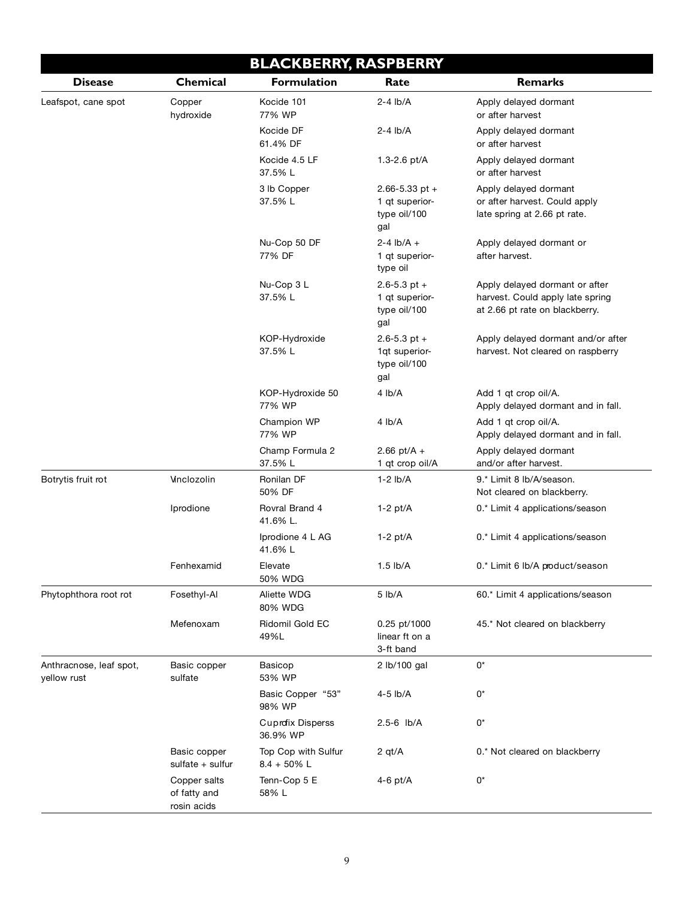# BLACKBERRY, RASPBERRY

| Disease | Chemical | Formulation | Rate | Remarks |
|---|---|---|---|---|
| Leafspot, cane spot | Copper hydroxide | Kocide 101 77% WP | 2-4 lb/A | Apply delayed dormant or after harvest |
| | | Kocide DF 61.4% DF | 2-4 lb/A | Apply delayed dormant or after harvest |
| | | Kocide 4.5 LF 37.5% L | 1.3-2.6 pt/A | Apply delayed dormant or after harvest |
| | | 3 lb Copper 37.5% L | 2.66-5.33 pt + 1 qt superior-type oil/100 gal | Apply delayed dormant or after harvest. Could apply late spring at 2.66 pt rate. |
| | | Nu-Cop 50 DF 77% DF | 2-4 lb/A + 1 qt superior-type oil | Apply delayed dormant or after harvest. |
| | | Nu-Cop 3 L 37.5% L | 2.6-5.3 pt + 1 qt superior-type oil/100 gal | Apply delayed dormant or after harvest. Could apply late spring at 2.66 pt rate on blackberry. |
| | | KOP-Hydroxide 37.5% L | 2.6-5.3 pt + 1qt superior-type oil/100 gal | Apply delayed dormant and/or after harvest. Not cleared on raspberry |
| | | KOP-Hydroxide 50 77% WP | 4 lb/A | Add 1 qt crop oil/A. Apply delayed dormant and in fall. |
| | | Champion WP 77% WP | 4 lb/A | Add 1 qt crop oil/A. Apply delayed dormant and in fall. |
| | | Champ Formula 2 37.5% L | 2.66 pt/A + 1 qt crop oil/A | Apply delayed dormant and/or after harvest. |
| Botrytis fruit rot | Vinclozolin | Ronilan DF 50% DF | 1-2 lb/A | 9.* Limit 8 lb/A/season. Not cleared on blackberry. |
| | Iprodione | Rovral Brand 4 41.6% L. | 1-2 pt/A | 0.* Limit 4 applications/season |
| | | Iprodione 4 L AG 41.6% L | 1-2 pt/A | 0.* Limit 4 applications/season |
| | Fenhexamid | Elevate 50% WDG | 1.5 lb/A | 0.* Limit 6 lb/A product/season |
| Phytophthora root rot | Fosethyl-Al | Aliette WDG 80% WDG | 5 lb/A | 60.* Limit 4 applications/season |
| | Mefenoxam | Ridomil Gold EC 49%L | 0.25 pt/1000 linear ft on a 3-ft band | 45.* Not cleared on blackberry |
| Anthracnose, leaf spot, yellow rust | Basic copper sulfate | Basicop 53% WP | 2 lb/100 gal | 0* |
| | | Basic Copper "53" 98% WP | 4-5 lb/A | 0* |
| | | Cuprofix Disperss 36.9% WP | 2.5-6 lb/A | 0* |
| | Basic copper sulfate + sulfur | Top Cop with Sulfur 8.4 + 50% L | 2 qt/A | 0.* Not cleared on blackberry |
| | Copper salts of fatty and rosin acids | Tenn-Cop 5 E 58% L | 4-6 pt/A | 0* |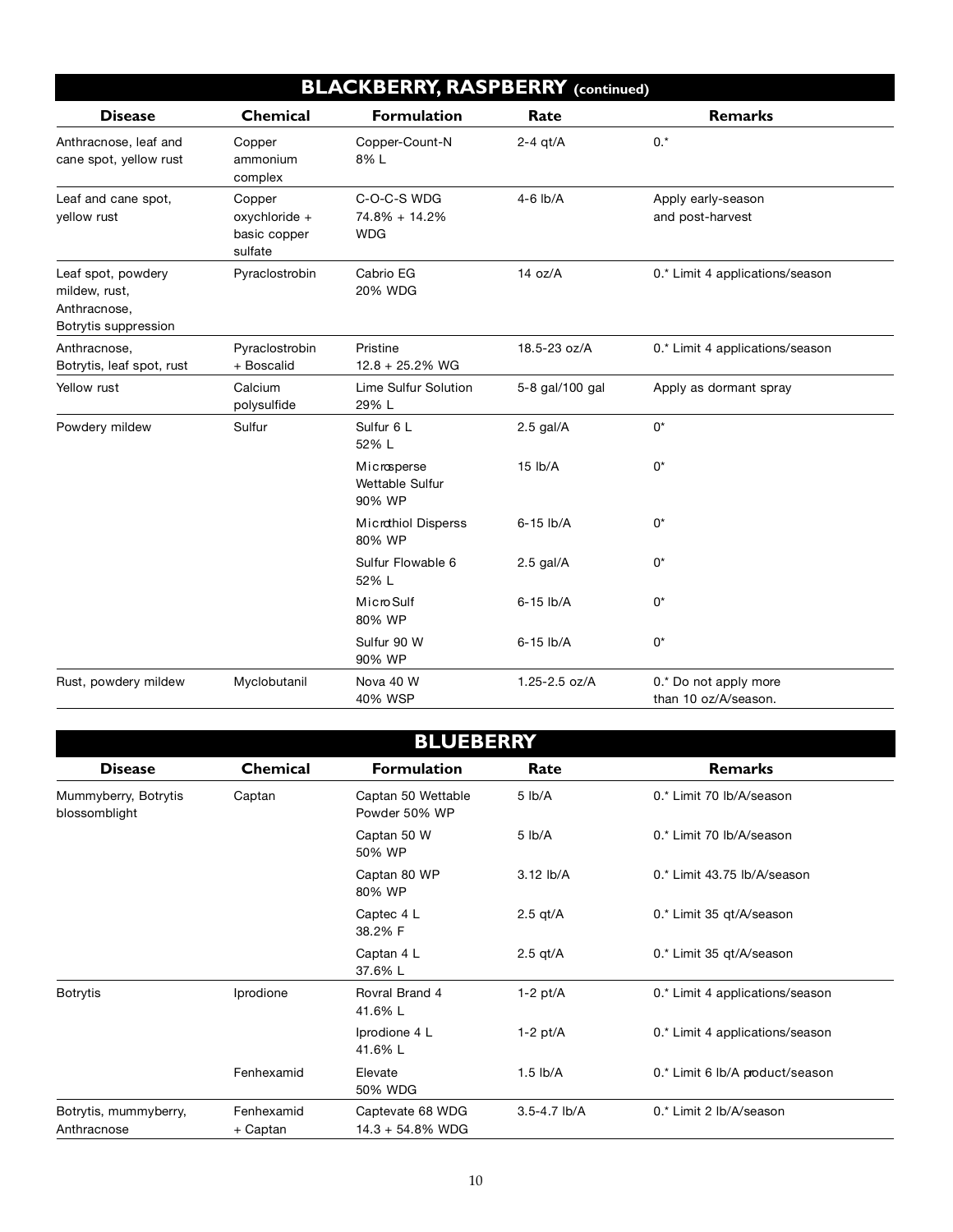## BLACKBERRY, RASPBERRY (continued)

| Disease | Chemical | Formulation | Rate | Remarks |
|---|---|---|---|---|
| Anthracnose, leaf and cane spot, yellow rust | Copper ammonium complex | Copper-Count-N 8% L | 2-4 qt/A | 0.* |
| Leaf and cane spot, yellow rust | Copper oxychloride + basic copper sulfate | C-O-C-S WDG 74.8% + 14.2% WDG | 4-6 lb/A | Apply early-season and post-harvest |
| Leaf spot, powdery mildew, rust, Anthracnose, Botrytis suppression | Pyraclostrobin | Cabrio EG 20% WDG | 14 oz/A | 0.* Limit 4 applications/season |
| Anthracnose, Botrytis, leaf spot, rust | Pyraclostrobin + Boscalid | Pristine 12.8 + 25.2% WG | 18.5-23 oz/A | 0.* Limit 4 applications/season |
| Yellow rust | Calcium polysulfide | Lime Sulfur Solution 29% L | 5-8 gal/100 gal | Apply as dormant spray |
| Powdery mildew | Sulfur | Sulfur 6 L 52% L | 2.5 gal/A | 0* |
| | | Microsperse Wettable Sulfur 90% WP | 15 lb/A | 0* |
| | | Microthiol Disperss 80% WP | 6-15 lb/A | 0* |
| | | Sulfur Flowable 6 52% L | 2.5 gal/A | 0* |
| | | MicroSulf 80% WP | 6-15 lb/A | 0* |
| | | Sulfur 90 W 90% WP | 6-15 lb/A | 0* |
| Rust, powdery mildew | Myclobutanil | Nova 40 W 40% WSP | 1.25-2.5 oz/A | 0.* Do not apply more than 10 oz/A/season. |

## BLUEBERRY

| Disease | Chemical | Formulation | Rate | Remarks |
|---|---|---|---|---|
| Mummyberry, Botrytis blossomblight | Captan | Captan 50 Wettable Powder 50% WP | 5 lb/A | 0.* Limit 70 lb/A/season |
| | | Captan 50 W 50% WP | 5 lb/A | 0.* Limit 70 lb/A/season |
| | | Captan 80 WP 80% WP | 3.12 lb/A | 0.* Limit 43.75 lb/A/season |
| | | Captec 4 L 38.2% F | 2.5 qt/A | 0.* Limit 35 qt/A/season |
| | | Captan 4 L 37.6% L | 2.5 qt/A | 0.* Limit 35 qt/A/season |
| Botrytis | Iprodione | Rovral Brand 4 41.6% L | 1-2 pt/A | 0.* Limit 4 applications/season |
| | | Iprodione 4 L 41.6% L | 1-2 pt/A | 0.* Limit 4 applications/season |
| | Fenhexamid | Elevate 50% WDG | 1.5 lb/A | 0.* Limit 6 lb/A product/season |
| Botrytis, mummyberry, Anthracnose | Fenhexamid + Captan | Captevate 68 WDG 14.3 + 54.8% WDG | 3.5-4.7 lb/A | 0.* Limit 2 lb/A/season |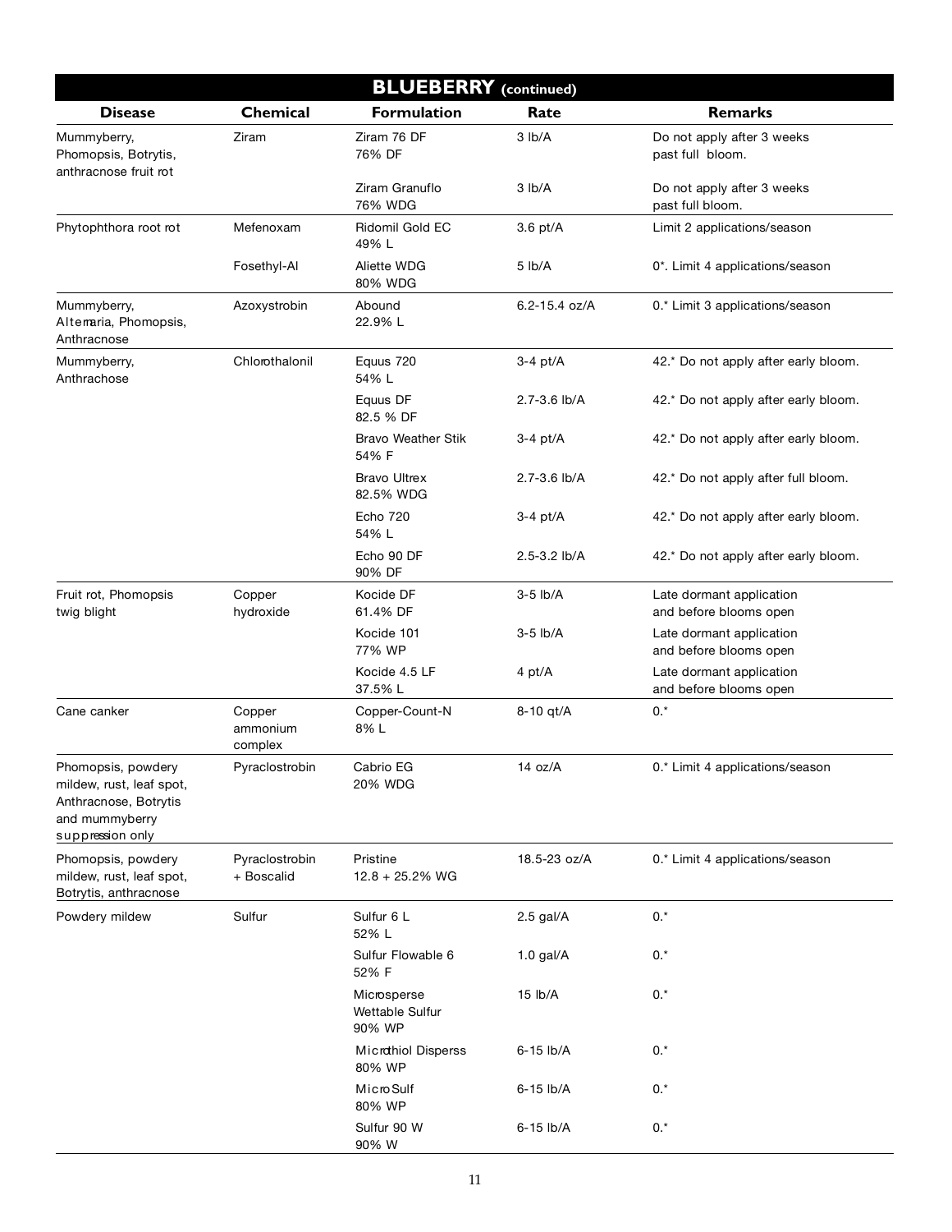## BLUEBERRY (continued)

| Disease | Chemical | Formulation | Rate | Remarks |
|---|---|---|---|---|
| Mummyberry, Phomopsis, Botrytis, anthracnose fruit rot | Ziram | Ziram 76 DF 76% DF | 3 lb/A | Do not apply after 3 weeks past full bloom. |
| | | Ziram Granuflo 76% WDG | 3 lb/A | Do not apply after 3 weeks past full bloom. |
| Phytophthora root rot | Mefenoxam | Ridomil Gold EC 49% L | 3.6 pt/A | Limit 2 applications/season |
| | Fosethyl-Al | Aliette WDG 80% WDG | 5 lb/A | 0*. Limit 4 applications/season |
| Mummyberry, Alternaria, Phomopsis, Anthracnose | Azoxystrobin | Abound 22.9% L | 6.2-15.4 oz/A | 0.* Limit 3 applications/season |
| Mummyberry, Anthrachose | Chlorothalonil | Equus 720 54% L | 3-4 pt/A | 42.* Do not apply after early bloom. |
| | | Equus DF 82.5 % DF | 2.7-3.6 lb/A | 42.* Do not apply after early bloom. |
| | | Bravo Weather Stik 54% F | 3-4 pt/A | 42.* Do not apply after early bloom. |
| | | Bravo Ultrex 82.5% WDG | 2.7-3.6 lb/A | 42.* Do not apply after full bloom. |
| | | Echo 720 54% L | 3-4 pt/A | 42.* Do not apply after early bloom. |
| | | Echo 90 DF 90% DF | 2.5-3.2 lb/A | 42.* Do not apply after early bloom. |
| Fruit rot, Phomopsis twig blight | Copper hydroxide | Kocide DF 61.4% DF | 3-5 lb/A | Late dormant application and before blooms open |
| | | Kocide 101 77% WP | 3-5 lb/A | Late dormant application and before blooms open |
| | | Kocide 4.5 LF 37.5% L | 4 pt/A | Late dormant application and before blooms open |
| Cane canker | Copper ammonium complex | Copper-Count-N 8% L | 8-10 qt/A | 0.* |
| Phomopsis, powdery mildew, rust, leaf spot, Anthracnose, Botrytis and mummyberry suppression only | Pyraclostrobin | Cabrio EG 20% WDG | 14 oz/A | 0.* Limit 4 applications/season |
| Phomopsis, powdery mildew, rust, leaf spot, Botrytis, anthracnose | Pyraclostrobin + Boscalid | Pristine 12.8 + 25.2% WG | 18.5-23 oz/A | 0.* Limit 4 applications/season |
| Powdery mildew | Sulfur | Sulfur 6 L 52% L | 2.5 gal/A | 0.* |
| | | Sulfur Flowable 6 52% F | 1.0 gal/A | 0.* |
| | | Microsperse Wettable Sulfur 90% WP | 15 lb/A | 0.* |
| | | Microthiol Disperss 80% WP | 6-15 lb/A | 0.* |
| | | MicroSulf 80% WP | 6-15 lb/A | 0.* |
| | | Sulfur 90 W 90% W | 6-15 lb/A | 0.* |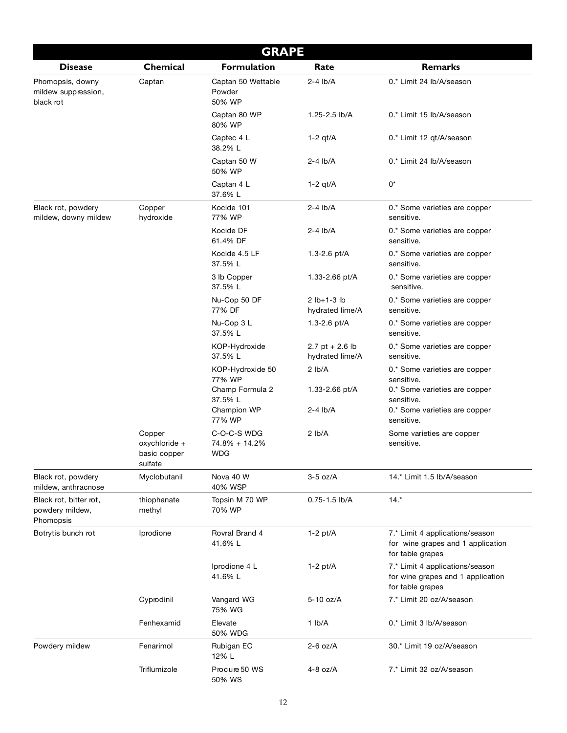# GRAPE

| Disease | Chemical | Formulation | Rate | Remarks |
|---|---|---|---|---|
| Phomopsis, downy mildew suppression, black rot | Captan | Captan 50 Wettable Powder 50% WP | 2-4 lb/A | 0.* Limit 24 lb/A/season |
| | | Captan 80 WP 80% WP | 1.25-2.5 lb/A | 0.* Limit 15 lb/A/season |
| | | Captec 4 L 38.2% L | 1-2 qt/A | 0.* Limit 12 qt/A/season |
| | | Captan 50 W 50% WP | 2-4 lb/A | 0.* Limit 24 lb/A/season |
| | | Captan 4 L 37.6% L | 1-2 qt/A | 0* |
| Black rot, powdery mildew, downy mildew | Copper hydroxide | Kocide 101 77% WP | 2-4 lb/A | 0.* Some varieties are copper sensitive. |
| | | Kocide DF 61.4% DF | 2-4 lb/A | 0.* Some varieties are copper sensitive. |
| | | Kocide 4.5 LF 37.5% L | 1.3-2.6 pt/A | 0.* Some varieties are copper sensitive. |
| | | 3 lb Copper 37.5% L | 1.33-2.66 pt/A | 0.* Some varieties are copper sensitive. |
| | | Nu-Cop 50 DF 77% DF | 2 lb+1-3 lb hydrated lime/A | 0.* Some varieties are copper sensitive. |
| | | Nu-Cop 3 L 37.5% L | 1.3-2.6 pt/A | 0.* Some varieties are copper sensitive. |
| | | KOP-Hydroxide 37.5% L | 2.7 pt + 2.6 lb hydrated lime/A | 0.* Some varieties are copper sensitive. |
| | | KOP-Hydroxide 50 77% WP | 2 lb/A | 0.* Some varieties are copper sensitive. |
| | | Champ Formula 2 37.5% L | 1.33-2.66 pt/A | 0.* Some varieties are copper sensitive. |
| | | Champion WP 77% WP | 2-4 lb/A | 0.* Some varieties are copper sensitive. |
| | Copper oxychloride + basic copper sulfate | C-O-C-S WDG 74.8% + 14.2% WDG | 2 lb/A | Some varieties are copper sensitive. |
| Black rot, powdery mildew, anthracnose | Myclobutanil | Nova 40 W 40% WSP | 3-5 oz/A | 14.* Limit 1.5 lb/A/season |
| Black rot, bitter rot, powdery mildew, Phomopsis | thiophanate methyl | Topsin M 70 WP 70% WP | 0.75-1.5 lb/A | 14.* |
| Botrytis bunch rot | Iprodione | Rovral Brand 4 41.6% L | 1-2 pt/A | 7.* Limit 4 applications/season for wine grapes and 1 application for table grapes |
| | | Iprodione 4 L 41.6% L | 1-2 pt/A | 7.* Limit 4 applications/season for wine grapes and 1 application for table grapes |
| | Cyprodinil | Vangard WG 75% WG | 5-10 oz/A | 7.* Limit 20 oz/A/season |
| | Fenhexamid | Elevate 50% WDG | 1 lb/A | 0.* Limit 3 lb/A/season |
| Powdery mildew | Fenarimol | Rubigan EC 12% L | 2-6 oz/A | 30.* Limit 19 oz/A/season |
| | Triflumizole | Procure 50 WS 50% WS | 4-8 oz/A | 7.* Limit 32 oz/A/season |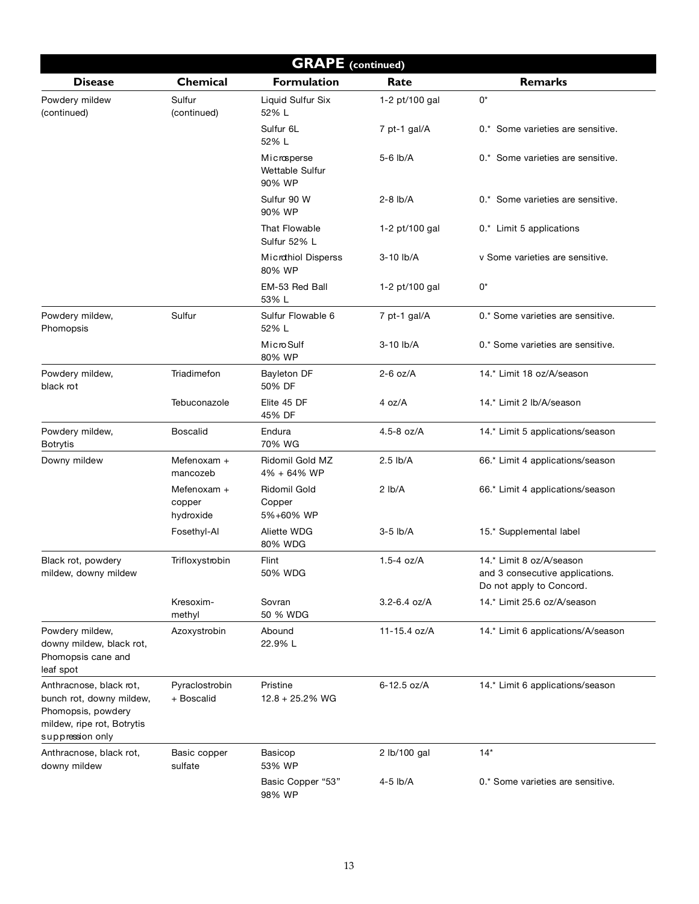## GRAPE (continued)

| Disease | Chemical | Formulation | Rate | Remarks |
|---|---|---|---|---|
| Powdery mildew (continued) | Sulfur (continued) | Liquid Sulfur Six 52% L | 1-2 pt/100 gal | 0* |
| | | Sulfur 6L 52% L | 7 pt-1 gal/A | 0.* Some varieties are sensitive. |
| | | Microsperse Wettable Sulfur 90% WP | 5-6 lb/A | 0.* Some varieties are sensitive. |
| | | Sulfur 90 W 90% WP | 2-8 lb/A | 0.* Some varieties are sensitive. |
| | | That Flowable Sulfur 52% L | 1-2 pt/100 gal | 0.* Limit 5 applications |
| | | Microthiol Disperss 80% WP | 3-10 lb/A | v Some varieties are sensitive. |
| | | EM-53 Red Ball 53% L | 1-2 pt/100 gal | 0* |
| Powdery mildew, Phomopsis | Sulfur | Sulfur Flowable 6 52% L | 7 pt-1 gal/A | 0.* Some varieties are sensitive. |
| | | MicroSulf 80% WP | 3-10 lb/A | 0.* Some varieties are sensitive. |
| Powdery mildew, black rot | Triadimefon | Bayleton DF 50% DF | 2-6 oz/A | 14.* Limit 18 oz/A/season |
| | Tebuconazole | Elite 45 DF 45% DF | 4 oz/A | 14.* Limit 2 lb/A/season |
| Powdery mildew, Botrytis | Boscalid | Endura 70% WG | 4.5-8 oz/A | 14.* Limit 5 applications/season |
| Downy mildew | Mefenoxam + mancozeb | Ridomil Gold MZ 4% + 64% WP | 2.5 lb/A | 66.* Limit 4 applications/season |
| | Mefenoxam + copper hydroxide | Ridomil Gold Copper 5%+60% WP | 2 lb/A | 66.* Limit 4 applications/season |
| | Fosethyl-Al | Aliette WDG 80% WDG | 3-5 lb/A | 15.* Supplemental label |
| Black rot, powdery mildew, downy mildew | Trifloxystrobin | Flint 50% WDG | 1.5-4 oz/A | 14.* Limit 8 oz/A/season and 3 consecutive applications. Do not apply to Concord. |
| | Kresoxim-methyl | Sovran 50 % WDG | 3.2-6.4 oz/A | 14.* Limit 25.6 oz/A/season |
| Powdery mildew, downy mildew, black rot, Phomopsis cane and leaf spot | Azoxystrobin | Abound 22.9% L | 11-15.4 oz/A | 14.* Limit 6 applications/A/season |
| Anthracnose, black rot, bunch rot, downy mildew, Phomopsis, powdery mildew, ripe rot, Botrytis suppression only | Pyraclostrobin + Boscalid | Pristine 12.8 + 25.2% WG | 6-12.5 oz/A | 14.* Limit 6 applications/season |
| Anthracnose, black rot, downy mildew | Basic copper sulfate | Basicop 53% WP | 2 lb/100 gal | 14* |
| | | Basic Copper "53" 98% WP | 4-5 lb/A | 0.* Some varieties are sensitive. |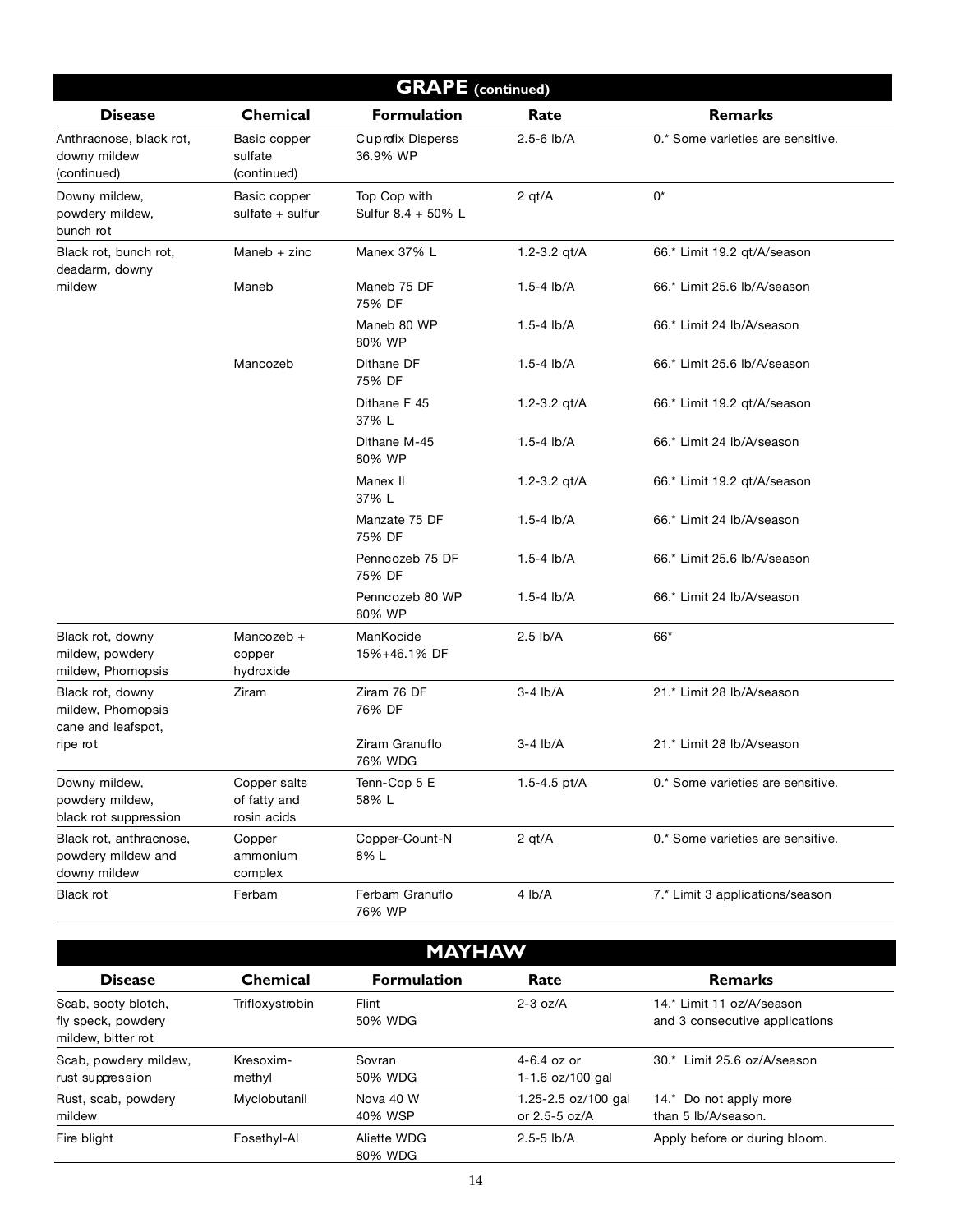## GRAPE (continued)

| Disease | Chemical | Formulation | Rate | Remarks |
|---|---|---|---|---|
| Anthracnose, black rot, downy mildew (continued) | Basic copper sulfate (continued) | Cuprofix Disperss 36.9% WP | 2.5-6 lb/A | 0.* Some varieties are sensitive. |
| Downy mildew, powdery mildew, bunch rot | Basic copper sulfate + sulfur | Top Cop with Sulfur 8.4 + 50% L | 2 qt/A | 0* |
| Black rot, bunch rot, deadarm, downy mildew | Maneb + zinc | Manex 37% L | 1.2-3.2 qt/A | 66.* Limit 19.2 qt/A/season |
| | Maneb | Maneb 75 DF 75% DF | 1.5-4 lb/A | 66.* Limit 25.6 lb/A/season |
| | | Maneb 80 WP 80% WP | 1.5-4 lb/A | 66.* Limit 24 lb/A/season |
| | Mancozeb | Dithane DF 75% DF | 1.5-4 lb/A | 66.* Limit 25.6 lb/A/season |
| | | Dithane F 45 37% L | 1.2-3.2 qt/A | 66.* Limit 19.2 qt/A/season |
| | | Dithane M-45 80% WP | 1.5-4 lb/A | 66.* Limit 24 lb/A/season |
| | | Manex II 37% L | 1.2-3.2 qt/A | 66.* Limit 19.2 qt/A/season |
| | | Manzate 75 DF 75% DF | 1.5-4 lb/A | 66.* Limit 24 lb/A/season |
| | | Penncozeb 75 DF 75% DF | 1.5-4 lb/A | 66.* Limit 25.6 lb/A/season |
| | | Penncozeb 80 WP 80% WP | 1.5-4 lb/A | 66.* Limit 24 lb/A/season |
| Black rot, downy mildew, powdery mildew, Phomopsis | Mancozeb + copper hydroxide | ManKocide 15%+46.1% DF | 2.5 lb/A | 66* |
| Black rot, downy mildew, Phomopsis cane and leafspot, ripe rot | Ziram | Ziram 76 DF 76% DF | 3-4 lb/A | 21.* Limit 28 lb/A/season |
| | | Ziram Granuflo 76% WDG | 3-4 lb/A | 21.* Limit 28 lb/A/season |
| Downy mildew, powdery mildew, black rot suppression | Copper salts of fatty and rosin acids | Tenn-Cop 5 E 58% L | 1.5-4.5 pt/A | 0.* Some varieties are sensitive. |
| Black rot, anthracnose, powdery mildew and downy mildew | Copper ammonium complex | Copper-Count-N 8% L | 2 qt/A | 0.* Some varieties are sensitive. |
| Black rot | Ferbam | Ferbam Granuflo 76% WP | 4 lb/A | 7.* Limit 3 applications/season |

## MAYHAW

| Disease | Chemical | Formulation | Rate | Remarks |
|---|---|---|---|---|
| Scab, sooty blotch, fly speck, powdery mildew, bitter rot | Trifloxystrobin | Flint 50% WDG | 2-3 oz/A | 14.* Limit 11 oz/A/season and 3 consecutive applications |
| Scab, powdery mildew, rust suppression | Kresoxim-methyl | Sovran 50% WDG | 4-6.4 oz or 1-1.6 oz/100 gal | 30.* Limit 25.6 oz/A/season |
| Rust, scab, powdery mildew | Myclobutanil | Nova 40 W 40% WSP | 1.25-2.5 oz/100 gal or 2.5-5 oz/A | 14.* Do not apply more than 5 lb/A/season. |
| Fire blight | Fosethyl-Al | Aliette WDG 80% WDG | 2.5-5 lb/A | Apply before or during bloom. |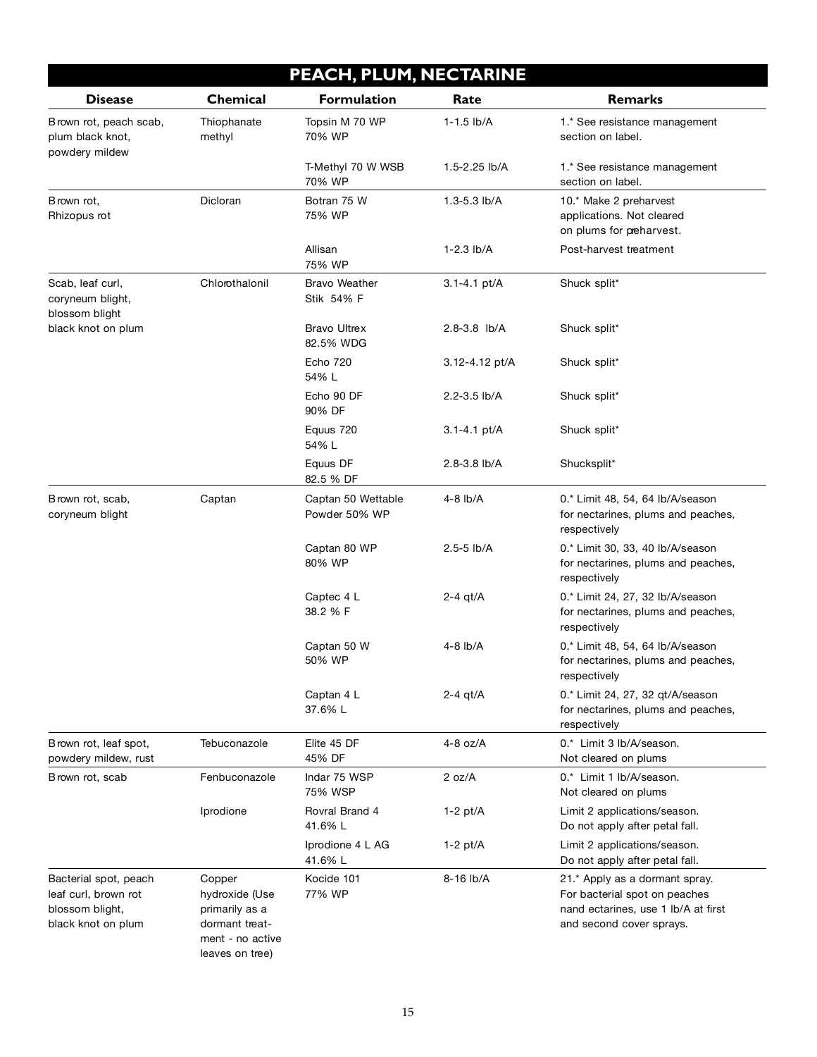## PEACH, PLUM, NECTARINE

| Disease | Chemical | Formulation | Rate | Remarks |
|---|---|---|---|---|
| Brown rot, peach scab, plum black knot, powdery mildew | Thiophanate methyl | Topsin M 70 WP 70% WP | 1-1.5 lb/A | 1.* See resistance management section on label. |
| | | T-Methyl 70 W WSB 70% WP | 1.5-2.25 lb/A | 1.* See resistance management section on label. |
| Brown rot, Rhizopus rot | Dicloran | Botran 75 W 75% WP | 1.3-5.3 lb/A | 10.* Make 2 preharvest applications. Not cleared on plums for preharvest. |
| | | Allisan 75% WP | 1-2.3 lb/A | Post-harvest treatment |
| Scab, leaf curl, coryneum blight, blossom blight black knot on plum | Chlorothalonil | Bravo Weather Stik 54% F | 3.1-4.1 pt/A | Shuck split* |
| | | Bravo Ultrex 82.5% WDG | 2.8-3.8 lb/A | Shuck split* |
| | | Echo 720 54% L | 3.12-4.12 pt/A | Shuck split* |
| | | Echo 90 DF 90% DF | 2.2-3.5 lb/A | Shuck split* |
| | | Equus 720 54% L | 3.1-4.1 pt/A | Shuck split* |
| | | Equus DF 82.5 % DF | 2.8-3.8 lb/A | Shucksplit* |
| Brown rot, scab, coryneum blight | Captan | Captan 50 Wettable Powder 50% WP | 4-8 lb/A | 0.* Limit 48, 54, 64 lb/A/season for nectarines, plums and peaches, respectively |
| | | Captan 80 WP 80% WP | 2.5-5 lb/A | 0.* Limit 30, 33, 40 lb/A/season for nectarines, plums and peaches, respectively |
| | | Captec 4 L 38.2 % F | 2-4 qt/A | 0.* Limit 24, 27, 32 lb/A/season for nectarines, plums and peaches, respectively |
| | | Captan 50 W 50% WP | 4-8 lb/A | 0.* Limit 48, 54, 64 lb/A/season for nectarines, plums and peaches, respectively |
| | | Captan 4 L 37.6% L | 2-4 qt/A | 0.* Limit 24, 27, 32 qt/A/season for nectarines, plums and peaches, respectively |
| Brown rot, leaf spot, powdery mildew, rust | Tebuconazole | Elite 45 DF 45% DF | 4-8 oz/A | 0.* Limit 3 lb/A/season. Not cleared on plums |
| Brown rot, scab | Fenbuconazole | Indar 75 WSP 75% WSP | 2 oz/A | 0.* Limit 1 lb/A/season. Not cleared on plums |
| | Iprodione | Rovral Brand 4 41.6% L | 1-2 pt/A | Limit 2 applications/season. Do not apply after petal fall. |
| | | Iprodione 4 L AG 41.6% L | 1-2 pt/A | Limit 2 applications/season. Do not apply after petal fall. |
| Bacterial spot, peach leaf curl, brown rot blossom blight, black knot on plum | Copper hydroxide (Use primarily as a dormant treatment - no active leaves on tree) | Kocide 101 77% WP | 8-16 lb/A | 21.* Apply as a dormant spray. For bacterial spot on peaches nand ectarines, use 1 lb/A at first and second cover sprays. |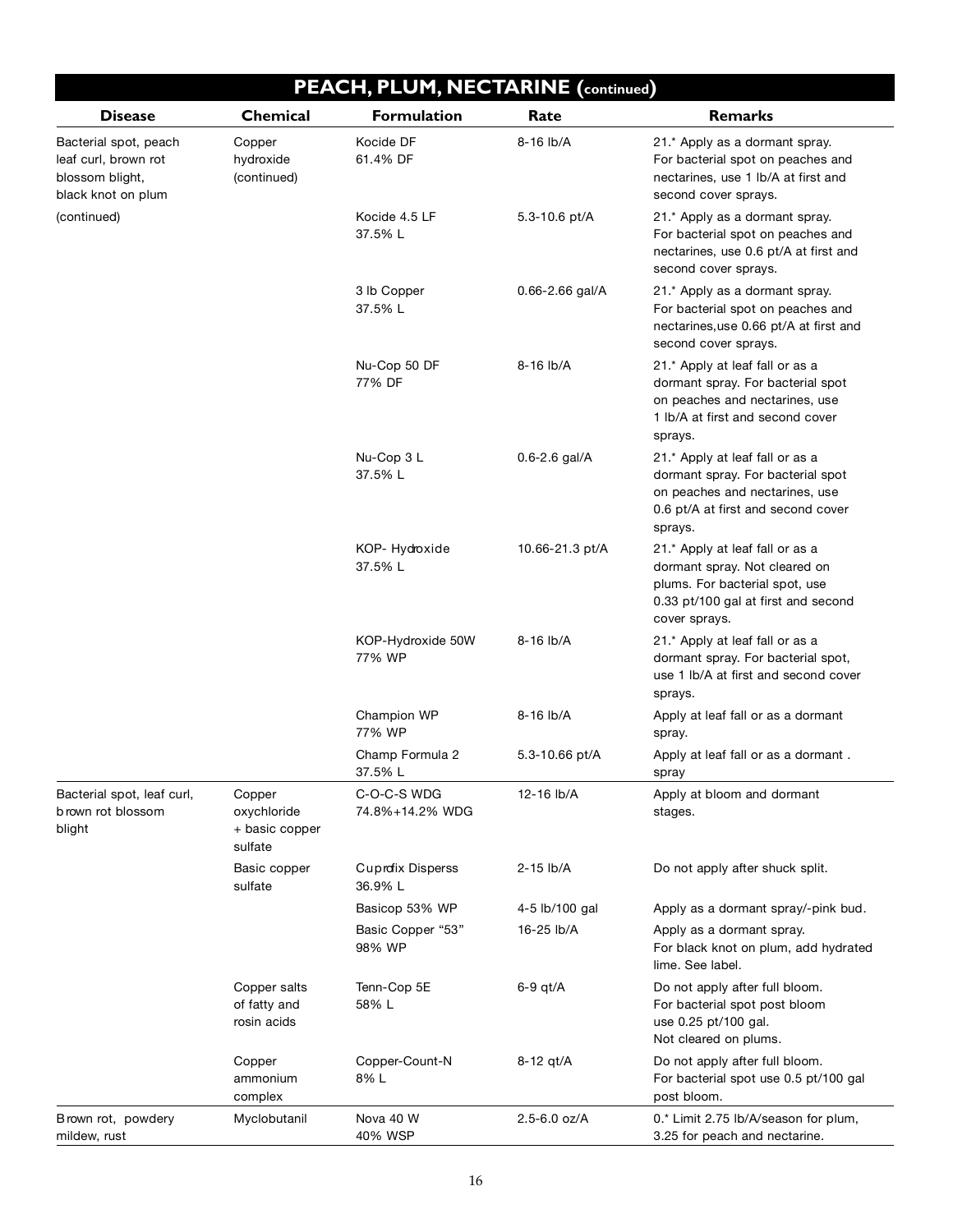## PEACH, PLUM, NECTARINE (continued)

| Disease | Chemical | Formulation | Rate | Remarks |
|---|---|---|---|---|
| Bacterial spot, peach leaf curl, brown rot blossom blight, black knot on plum | Copper hydroxide (continued) | Kocide DF 61.4% DF | 8-16 lb/A | 21.* Apply as a dormant spray. For bacterial spot on peaches and nectarines, use 1 lb/A at first and second cover sprays. |
| (continued) | | Kocide 4.5 LF 37.5% L | 5.3-10.6 pt/A | 21.* Apply as a dormant spray. For bacterial spot on peaches and nectarines, use 0.6 pt/A at first and second cover sprays. |
| | | 3 lb Copper 37.5% L | 0.66-2.66 gal/A | 21.* Apply as a dormant spray. For bacterial spot on peaches and nectarines,use 0.66 pt/A at first and second cover sprays. |
| | | Nu-Cop 50 DF 77% DF | 8-16 lb/A | 21.* Apply at leaf fall or as a dormant spray. For bacterial spot on peaches and nectarines, use 1 lb/A at first and second cover sprays. |
| | | Nu-Cop 3 L 37.5% L | 0.6-2.6 gal/A | 21.* Apply at leaf fall or as a dormant spray. For bacterial spot on peaches and nectarines, use 0.6 pt/A at first and second cover sprays. |
| | | KOP- Hydroxide 37.5% L | 10.66-21.3 pt/A | 21.* Apply at leaf fall or as a dormant spray. Not cleared on plums. For bacterial spot, use 0.33 pt/100 gal at first and second cover sprays. |
| | | KOP-Hydroxide 50W 77% WP | 8-16 lb/A | 21.* Apply at leaf fall or as a dormant spray. For bacterial spot, use 1 lb/A at first and second cover sprays. |
| | | Champion WP 77% WP | 8-16 lb/A | Apply at leaf fall or as a dormant spray. |
| | | Champ Formula 2 37.5% L | 5.3-10.66 pt/A | Apply at leaf fall or as a dormant . spray |
| Bacterial spot, leaf curl, brown rot blossom blight | Copper oxychloride + basic copper sulfate | C-O-C-S WDG 74.8%+14.2% WDG | 12-16 lb/A | Apply at bloom and dormant stages. |
| | Basic copper sulfate | Cuprofix Disperss 36.9% L | 2-15 lb/A | Do not apply after shuck split. |
| | | Basicop 53% WP | 4-5 lb/100 gal | Apply as a dormant spray/-pink bud. |
| | | Basic Copper "53" 98% WP | 16-25 lb/A | Apply as a dormant spray. For black knot on plum, add hydrated lime. See label. |
| | Copper salts of fatty and rosin acids | Tenn-Cop 5E 58% L | 6-9 qt/A | Do not apply after full bloom. For bacterial spot post bloom use 0.25 pt/100 gal. Not cleared on plums. |
| | Copper ammonium complex | Copper-Count-N 8% L | 8-12 qt/A | Do not apply after full bloom. For bacterial spot use 0.5 pt/100 gal post bloom. |
| Brown rot, powdery mildew, rust | Myclobutanil | Nova 40 W 40% WSP | 2.5-6.0 oz/A | 0.* Limit 2.75 lb/A/season for plum, 3.25 for peach and nectarine. |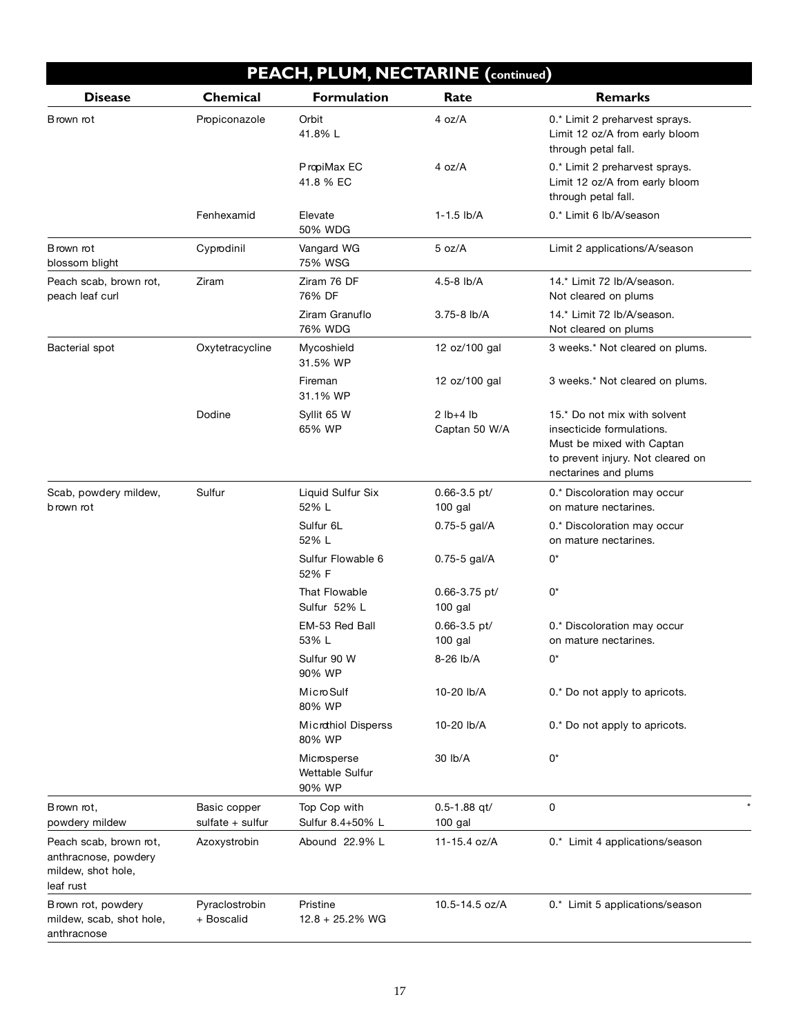## PEACH, PLUM, NECTARINE (continued)

| Disease | Chemical | Formulation | Rate | Remarks |
|---|---|---|---|---|
| Brown rot | Propiconazole | Orbit 41.8% L | 4 oz/A | 0.* Limit 2 preharvest sprays. Limit 12 oz/A from early bloom through petal fall. |
| | | PropiMax EC 41.8 % EC | 4 oz/A | 0.* Limit 2 preharvest sprays. Limit 12 oz/A from early bloom through petal fall. |
| | Fenhexamid | Elevate 50% WDG | 1-1.5 lb/A | 0.* Limit 6 lb/A/season |
| Brown rot blossom blight | Cyprodinil | Vangard WG 75% WSG | 5 oz/A | Limit 2 applications/A/season |
| Peach scab, brown rot, peach leaf curl | Ziram | Ziram 76 DF 76% DF | 4.5-8 lb/A | 14.* Limit 72 lb/A/season. Not cleared on plums |
| | | Ziram Granuflo 76% WDG | 3.75-8 lb/A | 14.* Limit 72 lb/A/season. Not cleared on plums |
| Bacterial spot | Oxytetracycline | Mycoshield 31.5% WP | 12 oz/100 gal | 3 weeks.* Not cleared on plums. |
| | | Fireman 31.1% WP | 12 oz/100 gal | 3 weeks.* Not cleared on plums. |
| | Dodine | Syllit 65 W 65% WP | 2 lb+4 lb Captan 50 W/A | 15.* Do not mix with solvent insecticide formulations. Must be mixed with Captan to prevent injury. Not cleared on nectarines and plums |
| Scab, powdery mildew, brown rot | Sulfur | Liquid Sulfur Six 52% L | 0.66-3.5 pt/ 100 gal | 0.* Discoloration may occur on mature nectarines. |
| | | Sulfur 6L 52% L | 0.75-5 gal/A | 0.* Discoloration may occur on mature nectarines. |
| | | Sulfur Flowable 6 52% F | 0.75-5 gal/A | 0* |
| | | That Flowable Sulfur 52% L | 0.66-3.75 pt/ 100 gal | 0* |
| | | EM-53 Red Ball 53% L | 0.66-3.5 pt/ 100 gal | 0.* Discoloration may occur on mature nectarines. |
| | | Sulfur 90 W 90% WP | 8-26 lb/A | 0* |
| | | MicroSulf 80% WP | 10-20 lb/A | 0.* Do not apply to apricots. |
| | | Microthiol Disperss 80% WP | 10-20 lb/A | 0.* Do not apply to apricots. |
| | | Microsperse Wettable Sulfur 90% WP | 30 lb/A | 0* |
| Brown rot, powdery mildew | Basic copper sulfate + sulfur | Top Cop with Sulfur 8.4+50% L | 0.5-1.88 qt/ 100 gal | 0 * |
| Peach scab, brown rot, anthracnose, powdery mildew, shot hole, leaf rust | Azoxystrobin | Abound 22.9% L | 11-15.4 oz/A | 0.* Limit 4 applications/season |
| Brown rot, powdery mildew, scab, shot hole, anthracnose | Pyraclostrobin + Boscalid | Pristine 12.8 + 25.2% WG | 10.5-14.5 oz/A | 0.* Limit 5 applications/season |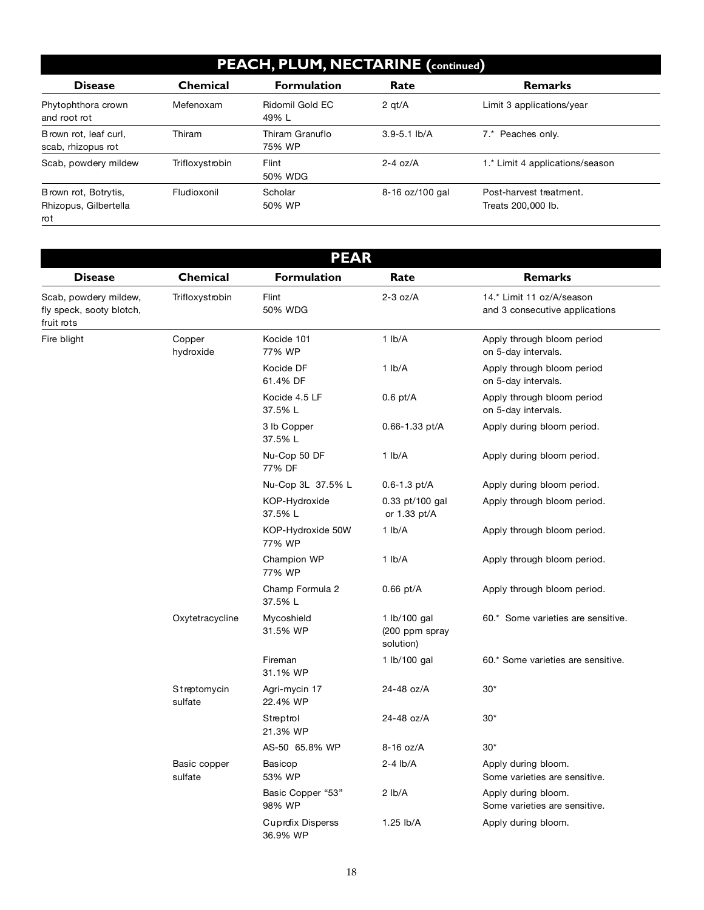## PEACH, PLUM, NECTARINE (continued)

| Disease | Chemical | Formulation | Rate | Remarks |
|---|---|---|---|---|
| Phytophthora crown and root rot | Mefenoxam | Ridomil Gold EC 49% L | 2 qt/A | Limit 3 applications/year |
| Brown rot, leaf curl, scab, rhizopus rot | Thiram | Thiram Granuflo 75% WP | 3.9-5.1 lb/A | 7.* Peaches only. |
| Scab, powdery mildew | Trifloxystrobin | Flint 50% WDG | 2-4 oz/A | 1.* Limit 4 applications/season |
| Brown rot, Botrytis, Rhizopus, Gilbertella rot | Fludioxonil | Scholar 50% WP | 8-16 oz/100 gal | Post-harvest treatment. Treats 200,000 lb. |

## PEAR

| Disease | Chemical | Formulation | Rate | Remarks |
|---|---|---|---|---|
| Scab, powdery mildew, fly speck, sooty blotch, fruit rots | Trifloxystrobin | Flint 50% WDG | 2-3 oz/A | 14.* Limit 11 oz/A/season and 3 consecutive applications |
| Fire blight | Copper hydroxide | Kocide 101 77% WP | 1 lb/A | Apply through bloom period on 5-day intervals. |
| | | Kocide DF 61.4% DF | 1 lb/A | Apply through bloom period on 5-day intervals. |
| | | Kocide 4.5 LF 37.5% L | 0.6 pt/A | Apply through bloom period on 5-day intervals. |
| | | 3 lb Copper 37.5% L | 0.66-1.33 pt/A | Apply during bloom period. |
| | | Nu-Cop 50 DF 77% DF | 1 lb/A | Apply during bloom period. |
| | | Nu-Cop 3L 37.5% L | 0.6-1.3 pt/A | Apply during bloom period. |
| | | KOP-Hydroxide 37.5% L | 0.33 pt/100 gal or 1.33 pt/A | Apply through bloom period. |
| | | KOP-Hydroxide 50W 77% WP | 1 lb/A | Apply through bloom period. |
| | | Champion WP 77% WP | 1 lb/A | Apply through bloom period. |
| | | Champ Formula 2 37.5% L | 0.66 pt/A | Apply through bloom period. |
| | Oxytetracycline | Mycoshield 31.5% WP | 1 lb/100 gal (200 ppm spray solution) | 60.* Some varieties are sensitive. |
| | | Fireman 31.1% WP | 1 lb/100 gal | 60.* Some varieties are sensitive. |
| | Streptomycin sulfate | Agri-mycin 17 22.4% WP | 24-48 oz/A | 30* |
| | | Streptrol 21.3% WP | 24-48 oz/A | 30* |
| | | AS-50 65.8% WP | 8-16 oz/A | 30* |
| | Basic copper sulfate | Basicop 53% WP | 2-4 lb/A | Apply during bloom. Some varieties are sensitive. |
| | | Basic Copper "53" 98% WP | 2 lb/A | Apply during bloom. Some varieties are sensitive. |
| | | Cuprofix Disperss 36.9% WP | 1.25 lb/A | Apply during bloom. |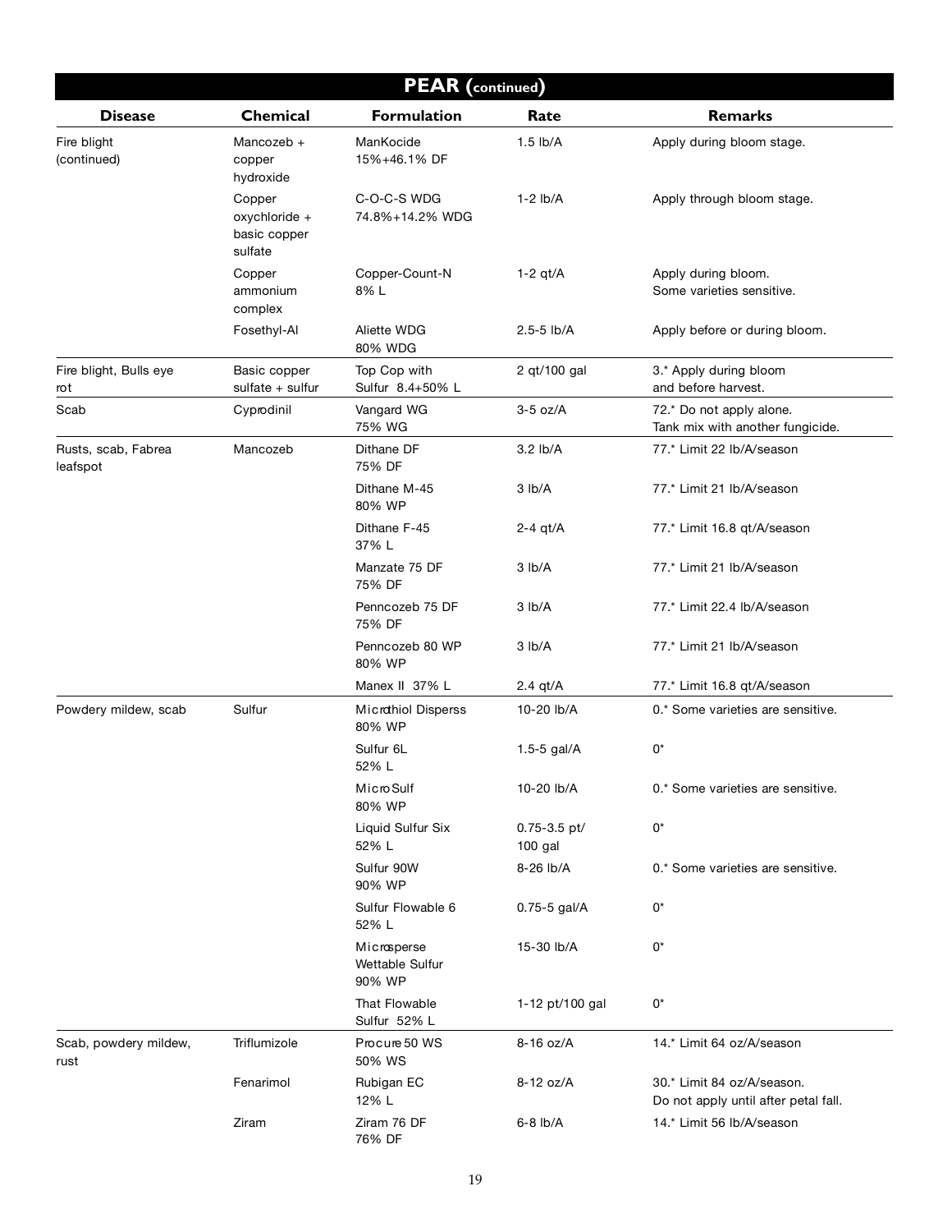## PEAR (continued)

| Disease | Chemical | Formulation | Rate | Remarks |
|---|---|---|---|---|
| Fire blight (continued) | Mancozeb + copper hydroxide | ManKocide 15%+46.1% DF | 1.5 lb/A | Apply during bloom stage. |
| | Copper oxychloride + basic copper sulfate | C-O-C-S WDG 74.8%+14.2% WDG | 1-2 lb/A | Apply through bloom stage. |
| | Copper ammonium complex | Copper-Count-N 8% L | 1-2 qt/A | Apply during bloom. Some varieties sensitive. |
| | Fosethyl-Al | Aliette WDG 80% WDG | 2.5-5 lb/A | Apply before or during bloom. |
| Fire blight, Bulls eye rot | Basic copper sulfate + sulfur | Top Cop with Sulfur 8.4+50% L | 2 qt/100 gal | 3.* Apply during bloom and before harvest. |
| Scab | Cyprodinil | Vangard WG 75% WG | 3-5 oz/A | 72.* Do not apply alone. Tank mix with another fungicide. |
| Rusts, scab, Fabrea leafspot | Mancozeb | Dithane DF 75% DF | 3.2 lb/A | 77.* Limit 22 lb/A/season |
| | | Dithane M-45 80% WP | 3 lb/A | 77.* Limit 21 lb/A/season |
| | | Dithane F-45 37% L | 2-4 qt/A | 77.* Limit 16.8 qt/A/season |
| | | Manzate 75 DF 75% DF | 3 lb/A | 77.* Limit 21 lb/A/season |
| | | Penncozeb 75 DF 75% DF | 3 lb/A | 77.* Limit 22.4 lb/A/season |
| | | Penncozeb 80 WP 80% WP | 3 lb/A | 77.* Limit 21 lb/A/season |
| | | Manex II 37% L | 2.4 qt/A | 77.* Limit 16.8 qt/A/season |
| Powdery mildew, scab | Sulfur | Microthiol Disperss 80% WP | 10-20 lb/A | 0.* Some varieties are sensitive. |
| | | Sulfur 6L 52% L | 1.5-5 gal/A | 0* |
| | | MicroSulf 80% WP | 10-20 lb/A | 0.* Some varieties are sensitive. |
| | | Liquid Sulfur Six 52% L | 0.75-3.5 pt/ 100 gal | 0* |
| | | Sulfur 90W 90% WP | 8-26 lb/A | 0.* Some varieties are sensitive. |
| | | Sulfur Flowable 6 52% L | 0.75-5 gal/A | 0* |
| | | Microsperse Wettable Sulfur 90% WP | 15-30 lb/A | 0* |
| | | That Flowable Sulfur 52% L | 1-12 pt/100 gal | 0* |
| Scab, powdery mildew, rust | Triflumizole | Procure 50 WS 50% WS | 8-16 oz/A | 14.* Limit 64 oz/A/season |
| | Fenarimol | Rubigan EC 12% L | 8-12 oz/A | 30.* Limit 84 oz/A/season. Do not apply until after petal fall. |
| | Ziram | Ziram 76 DF 76% DF | 6-8 lb/A | 14.* Limit 56 lb/A/season |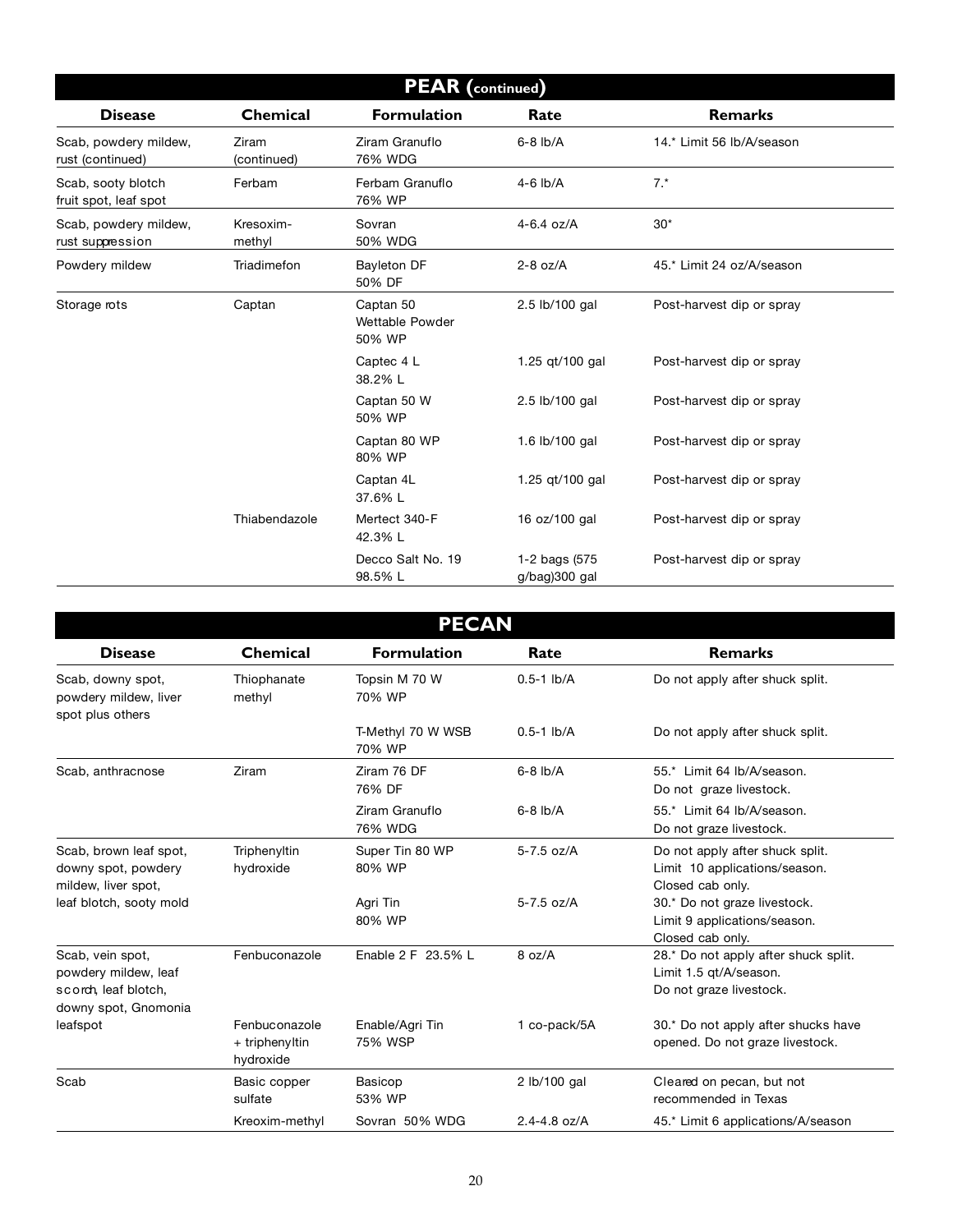## PEAR (continued)

| Disease | Chemical | Formulation | Rate | Remarks |
|---|---|---|---|---|
| Scab, powdery mildew, rust (continued) | Ziram (continued) | Ziram Granuflo 76% WDG | 6-8 lb/A | 14.* Limit 56 lb/A/season |
| Scab, sooty blotch fruit spot, leaf spot | Ferbam | Ferbam Granuflo 76% WP | 4-6 lb/A | 7.* |
| Scab, powdery mildew, rust suppression | Kresoxim-methyl | Sovran 50% WDG | 4-6.4 oz/A | 30* |
| Powdery mildew | Triadimefon | Bayleton DF 50% DF | 2-8 oz/A | 45.* Limit 24 oz/A/season |
| Storage rots | Captan | Captan 50 Wettable Powder 50% WP | 2.5 lb/100 gal | Post-harvest dip or spray |
| | | Captec 4 L 38.2% L | 1.25 qt/100 gal | Post-harvest dip or spray |
| | | Captan 50 W 50% WP | 2.5 lb/100 gal | Post-harvest dip or spray |
| | | Captan 80 WP 80% WP | 1.6 lb/100 gal | Post-harvest dip or spray |
| | | Captan 4L 37.6% L | 1.25 qt/100 gal | Post-harvest dip or spray |
| | Thiabendazole | Mertect 340-F 42.3% L | 16 oz/100 gal | Post-harvest dip or spray |
| | | Decco Salt No. 19 98.5% L | 1-2 bags (575 g/bag)300 gal | Post-harvest dip or spray |

## PECAN

| Disease | Chemical | Formulation | Rate | Remarks |
|---|---|---|---|---|
| Scab, downy spot, powdery mildew, liver spot plus others | Thiophanate methyl | Topsin M 70 W 70% WP | 0.5-1 lb/A | Do not apply after shuck split. |
| | | T-Methyl 70 W WSB 70% WP | 0.5-1 lb/A | Do not apply after shuck split. |
| Scab, anthracnose | Ziram | Ziram 76 DF 76% DF | 6-8 lb/A | 55.* Limit 64 lb/A/season. Do not graze livestock. |
| | | Ziram Granuflo 76% WDG | 6-8 lb/A | 55.* Limit 64 lb/A/season. Do not graze livestock. |
| Scab, brown leaf spot, downy spot, powdery mildew, liver spot, leaf blotch, sooty mold | Triphenyltin hydroxide | Super Tin 80 WP 80% WP | 5-7.5 oz/A | Do not apply after shuck split. Limit 10 applications/season. Closed cab only. |
| | | Agri Tin 80% WP | 5-7.5 oz/A | 30.* Do not graze livestock. Limit 9 applications/season. Closed cab only. |
| Scab, vein spot, powdery mildew, leaf scorch, leaf blotch, downy spot, Gnomonia leafspot | Fenbuconazole | Enable 2 F 23.5% L | 8 oz/A | 28.* Do not apply after shuck split. Limit 1.5 qt/A/season. Do not graze livestock. |
| | Fenbuconazole + triphenyltin hydroxide | Enable/Agri Tin 75% WSP | 1 co-pack/5A | 30.* Do not apply after shucks have opened. Do not graze livestock. |
| Scab | Basic copper sulfate | Basicop 53% WP | 2 lb/100 gal | Cleared on pecan, but not recommended in Texas |
| | Kreoxim-methyl | Sovran 50% WDG | 2.4-4.8 oz/A | 45.* Limit 6 applications/A/season |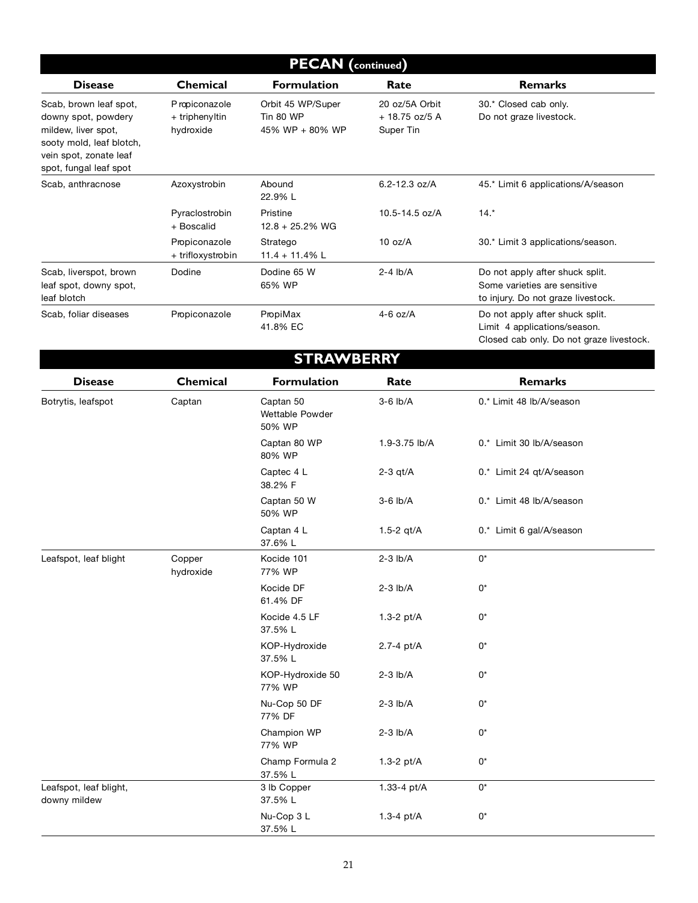## PECAN (continued)

| Disease | Chemical | Formulation | Rate | Remarks |
|---|---|---|---|---|
| Scab, brown leaf spot, downy spot, powdery mildew, liver spot, sooty mold, leaf blotch, vein spot, zonate leaf spot, fungal leaf spot | Propiconazole + triphenyltin hydroxide | Orbit 45 WP/Super Tin 80 WP 45% WP + 80% WP | 20 oz/5A Orbit + 18.75 oz/5 A Super Tin | 30.* Closed cab only. Do not graze livestock. |
| Scab, anthracnose | Azoxystrobin | Abound 22.9% L | 6.2-12.3 oz/A | 45.* Limit 6 applications/A/season |
| | Pyraclostrobin + Boscalid | Pristine 12.8 + 25.2% WG | 10.5-14.5 oz/A | 14.* |
| | Propiconazole + trifloxystrobin | Stratego 11.4 + 11.4% L | 10 oz/A | 30.* Limit 3 applications/season. |
| Scab, liverspot, brown leaf spot, downy spot, leaf blotch | Dodine | Dodine 65 W 65% WP | 2-4 lb/A | Do not apply after shuck split. Some varieties are sensitive to injury. Do not graze livestock. |
| Scab, foliar diseases | Propiconazole | PropiMax 41.8% EC | 4-6 oz/A | Do not apply after shuck split. Limit 4 applications/season. Closed cab only. Do not graze livestock. |

## STRAWBERRY

| Disease | Chemical | Formulation | Rate | Remarks |
|---|---|---|---|---|
| Botrytis, leafspot | Captan | Captan 50 Wettable Powder 50% WP | 3-6 lb/A | 0.* Limit 48 lb/A/season |
| | | Captan 80 WP 80% WP | 1.9-3.75 lb/A | 0.* Limit 30 lb/A/season |
| | | Captec 4 L 38.2% F | 2-3 qt/A | 0.* Limit 24 qt/A/season |
| | | Captan 50 W 50% WP | 3-6 lb/A | 0.* Limit 48 lb/A/season |
| | | Captan 4 L 37.6% L | 1.5-2 qt/A | 0.* Limit 6 gal/A/season |
| Leafspot, leaf blight | Copper hydroxide | Kocide 101 77% WP | 2-3 lb/A | 0* |
| | | Kocide DF 61.4% DF | 2-3 lb/A | 0* |
| | | Kocide 4.5 LF 37.5% L | 1.3-2 pt/A | 0* |
| | | KOP-Hydroxide 37.5% L | 2.7-4 pt/A | 0* |
| | | KOP-Hydroxide 50 77% WP | 2-3 lb/A | 0* |
| | | Nu-Cop 50 DF 77% DF | 2-3 lb/A | 0* |
| | | Champion WP 77% WP | 2-3 lb/A | 0* |
| | | Champ Formula 2 37.5% L | 1.3-2 pt/A | 0* |
| Leafspot, leaf blight, downy mildew | | 3 lb Copper 37.5% L | 1.33-4 pt/A | 0* |
| | | Nu-Cop 3 L 37.5% L | 1.3-4 pt/A | 0* |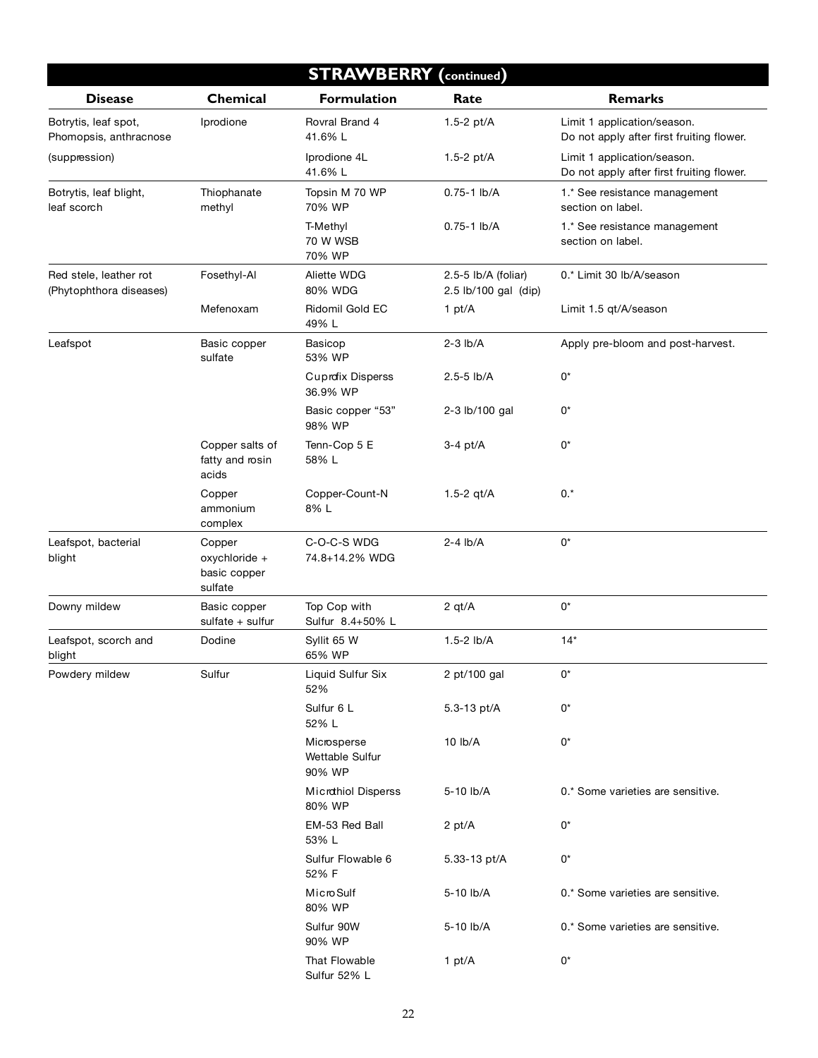## STRAWBERRY (continued)

| Disease | Chemical | Formulation | Rate | Remarks |
|---|---|---|---|---|
| Botrytis, leaf spot, Phomopsis, anthracnose | Iprodione | Rovral Brand 4 41.6% L | 1.5-2 pt/A | Limit 1 application/season. Do not apply after first fruiting flower. |
| (suppression) | | Iprodione 4L 41.6% L | 1.5-2 pt/A | Limit 1 application/season. Do not apply after first fruiting flower. |
| Botrytis, leaf blight, leaf scorch | Thiophanate methyl | Topsin M 70 WP 70% WP | 0.75-1 lb/A | 1.* See resistance management section on label. |
| | | T-Methyl 70 W WSB 70% WP | 0.75-1 lb/A | 1.* See resistance management section on label. |
| Red stele, leather rot (Phytophthora diseases) | Fosethyl-Al | Aliette WDG 80% WDG | 2.5-5 lb/A (foliar) 2.5 lb/100 gal (dip) | 0.* Limit 30 lb/A/season |
| | Mefenoxam | Ridomil Gold EC 49% L | 1 pt/A | Limit 1.5 qt/A/season |
| Leafspot | Basic copper sulfate | Basicop 53% WP | 2-3 lb/A | Apply pre-bloom and post-harvest. |
| | | Cuprofix Disperss 36.9% WP | 2.5-5 lb/A | 0* |
| | | Basic copper "53" 98% WP | 2-3 lb/100 gal | 0* |
| | Copper salts of fatty and rosin acids | Tenn-Cop 5 E 58% L | 3-4 pt/A | 0* |
| | Copper ammonium complex | Copper-Count-N 8% L | 1.5-2 qt/A | 0.* |
| Leafspot, bacterial blight | Copper oxychloride + basic copper sulfate | C-O-C-S WDG 74.8+14.2% WDG | 2-4 lb/A | 0* |
| Downy mildew | Basic copper sulfate + sulfur | Top Cop with Sulfur 8.4+50% L | 2 qt/A | 0* |
| Leafspot, scorch and blight | Dodine | Syllit 65 W 65% WP | 1.5-2 lb/A | 14* |
| Powdery mildew | Sulfur | Liquid Sulfur Six 52% | 2 pt/100 gal | 0* |
| | | Sulfur 6 L 52% L | 5.3-13 pt/A | 0* |
| | | Microsperse Wettable Sulfur 90% WP | 10 lb/A | 0* |
| | | Microthiol Disperss 80% WP | 5-10 lb/A | 0.* Some varieties are sensitive. |
| | | EM-53 Red Ball 53% L | 2 pt/A | 0* |
| | | Sulfur Flowable 6 52% F | 5.33-13 pt/A | 0* |
| | | MicroSulf 80% WP | 5-10 lb/A | 0.* Some varieties are sensitive. |
| | | Sulfur 90W 90% WP | 5-10 lb/A | 0.* Some varieties are sensitive. |
| | | That Flowable Sulfur 52% L | 1 pt/A | 0* |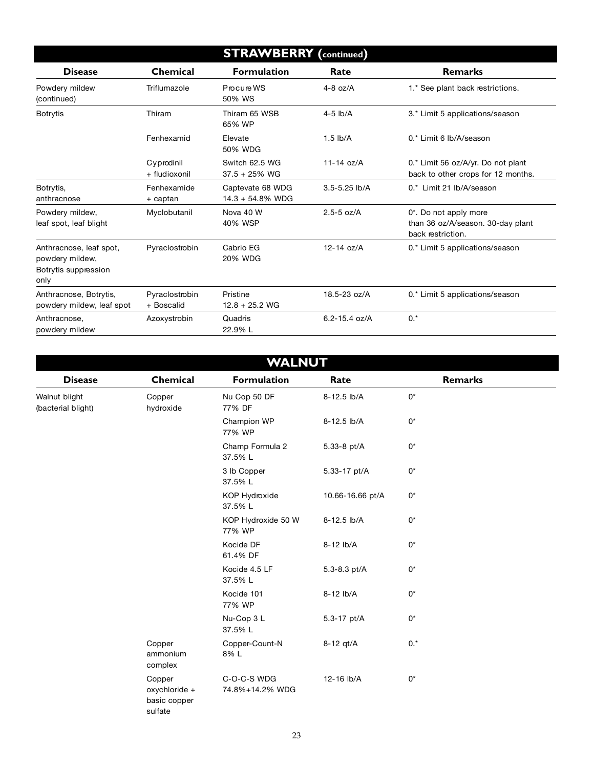## STRAWBERRY (continued)

| Disease | Chemical | Formulation | Rate | Remarks |
|---|---|---|---|---|
| Powdery mildew (continued) | Triflumazole | Procure WS 50% WS | 4-8 oz/A | 1.* See plant back restrictions. |
| Botrytis | Thiram | Thiram 65 WSB 65% WP | 4-5 lb/A | 3.* Limit 5 applications/season |
| | Fenhexamid | Elevate 50% WDG | 1.5 lb/A | 0.* Limit 6 lb/A/season |
| | Cyprodinil + fludioxonil | Switch 62.5 WG 37.5 + 25% WG | 11-14 oz/A | 0.* Limit 56 oz/A/yr. Do not plant back to other crops for 12 months. |
| Botrytis, anthracnose | Fenhexamide + captan | Captevate 68 WDG 14.3 + 54.8% WDG | 3.5-5.25 lb/A | 0.* Limit 21 lb/A/season |
| Powdery mildew, leaf spot, leaf blight | Myclobutanil | Nova 40 W 40% WSP | 2.5-5 oz/A | 0*. Do not apply more than 36 oz/A/season. 30-day plant back restriction. |
| Anthracnose, leaf spot, powdery mildew, Botrytis suppression only | Pyraclostrobin | Cabrio EG 20% WDG | 12-14 oz/A | 0.* Limit 5 applications/season |
| Anthracnose, Botrytis, powdery mildew, leaf spot | Pyraclostrobin + Boscalid | Pristine 12.8 + 25.2 WG | 18.5-23 oz/A | 0.* Limit 5 applications/season |
| Anthracnose, powdery mildew | Azoxystrobin | Quadris 22.9% L | 6.2-15.4 oz/A | 0.* |

## WALNUT

| Disease | Chemical | Formulation | Rate | Remarks |
|---|---|---|---|---|
| Walnut blight (bacterial blight) | Copper hydroxide | Nu Cop 50 DF 77% DF | 8-12.5 lb/A | 0* |
| | | Champion WP 77% WP | 8-12.5 lb/A | 0* |
| | | Champ Formula 2 37.5% L | 5.33-8 pt/A | 0* |
| | | 3 lb Copper 37.5% L | 5.33-17 pt/A | 0* |
| | | KOP Hydroxide 37.5% L | 10.66-16.66 pt/A | 0* |
| | | KOP Hydroxide 50 W 77% WP | 8-12.5 lb/A | 0* |
| | | Kocide DF 61.4% DF | 8-12 lb/A | 0* |
| | | Kocide 4.5 LF 37.5% L | 5.3-8.3 pt/A | 0* |
| | | Kocide 101 77% WP | 8-12 lb/A | 0* |
| | | Nu-Cop 3 L 37.5% L | 5.3-17 pt/A | 0* |
| | Copper ammonium complex | Copper-Count-N 8% L | 8-12 qt/A | 0.* |
| | Copper oxychloride + basic copper sulfate | C-O-C-S WDG 74.8%+14.2% WDG | 12-16 lb/A | 0* |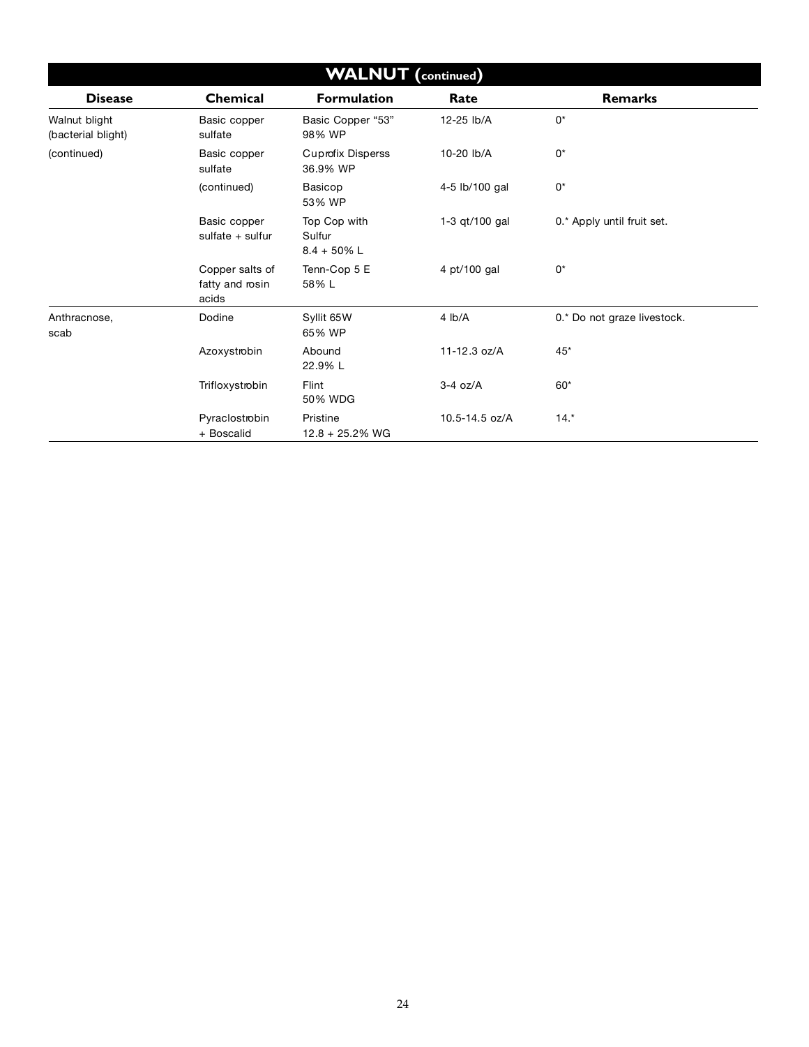## WALNUT (continued)

| Disease | Chemical | Formulation | Rate | Remarks |
|---|---|---|---|---|
| Walnut blight (bacterial blight) | Basic copper sulfate | Basic Copper "53" 98% WP | 12-25 lb/A | 0* |
| (continued) | Basic copper sulfate | Cuprofix Disperss 36.9% WP | 10-20 lb/A | 0* |
| | (continued) | Basicop 53% WP | 4-5 lb/100 gal | 0* |
| | Basic copper sulfate + sulfur | Top Cop with Sulfur 8.4 + 50% L | 1-3 qt/100 gal | 0.* Apply until fruit set. |
| | Copper salts of fatty and rosin acids | Tenn-Cop 5 E 58% L | 4 pt/100 gal | 0* |
| Anthracnose, scab | Dodine | Syllit 65W 65% WP | 4 lb/A | 0.* Do not graze livestock. |
| | Azoxystrobin | Abound 22.9% L | 11-12.3 oz/A | 45* |
| | Trifloxystrobin | Flint 50% WDG | 3-4 oz/A | 60* |
| | Pyraclostrobin + Boscalid | Pristine 12.8 + 25.2% WG | 10.5-14.5 oz/A | 14.* |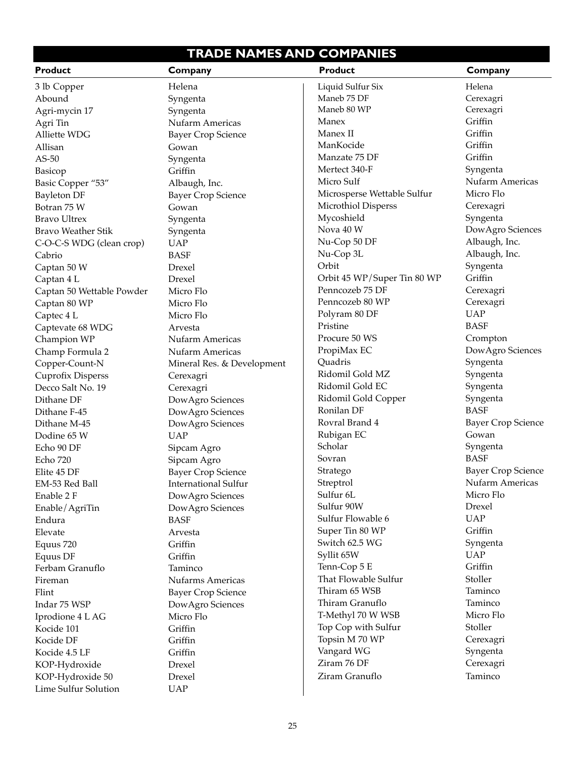## TRADE NAMES AND COMPANIES

| Product | Company |
|---|---|
| 3 lb Copper | Helena |
| Abound | Syngenta |
| Agri-mycin 17 | Syngenta |
| Agri Tin | Nufarm Americas |
| Alliette WDG | Bayer Crop Science |
| Allisan | Gowan |
| AS-50 | Syngenta |
| Basicop | Griffin |
| Basic Copper "53" | Albaugh, Inc. |
| Bayleton DF | Bayer Crop Science |
| Botran 75 W | Gowan |
| Bravo Ultrex | Syngenta |
| Bravo Weather Stik | Syngenta |
| C-O-C-S WDG (clean crop) | UAP |
| Cabrio | BASF |
| Captan 50 W | Drexel |
| Captan 4 L | Drexel |
| Captan 50 Wettable Powder | Micro Flo |
| Captan 80 WP | Micro Flo |
| Captec 4 L | Micro Flo |
| Captevate 68 WDG | Arvesta |
| Champion WP | Nufarm Americas |
| Champ Formula 2 | Nufarm Americas |
| Copper-Count-N | Mineral Res. & Development |
| Cuprofix Disperss | Cerexagri |
| Decco Salt No. 19 | Cerexagri |
| Dithane DF | DowAgro Sciences |
| Dithane F-45 | DowAgro Sciences |
| Dithane M-45 | DowAgro Sciences |
| Dodine 65 W | UAP |
| Echo 90 DF | Sipcam Agro |
| Echo 720 | Sipcam Agro |
| Elite 45 DF | Bayer Crop Science |
| EM-53 Red Ball | International Sulfur |
| Enable 2 F | DowAgro Sciences |
| Enable/AgriTin | DowAgro Sciences |
| Endura | BASF |
| Elevate | Arvesta |
| Equus 720 | Griffin |
| Equus DF | Griffin |
| Ferbam Granuflo | Taminco |
| Fireman | Nufarms Americas |
| Flint | Bayer Crop Science |
| Indar 75 WSP | DowAgro Sciences |
| Iprodione 4 L AG | Micro Flo |
| Kocide 101 | Griffin |
| Kocide DF | Griffin |
| Kocide 4.5 LF | Griffin |
| KOP-Hydroxide | Drexel |
| KOP-Hydroxide 50 | Drexel |
| Lime Sulfur Solution | UAP |
| Liquid Sulfur Six | Helena |
| Maneb 75 DF | Cerexagri |
| Maneb 80 WP | Cerexagri |
| Manex | Griffin |
| Manex II | Griffin |
| ManKocide | Griffin |
| Manzate 75 DF | Griffin |
| Mertect 340-F | Syngenta |
| Micro Sulf | Nufarm Americas |
| Microsperse Wettable Sulfur | Micro Flo |
| Microthiol Disperss | Cerexagri |
| Mycoshield | Syngenta |
| Nova 40 W | DowAgro Sciences |
| Nu-Cop 50 DF | Albaugh, Inc. |
| Nu-Cop 3L | Albaugh, Inc. |
| Orbit | Syngenta |
| Orbit 45 WP/Super Tin 80 WP | Griffin |
| Penncozeb 75 DF | Cerexagri |
| Penncozeb 80 WP | Cerexagri |
| Polyram 80 DF | UAP |
| Pristine | BASF |
| Procure 50 WS | Crompton |
| PropiMax EC | DowAgro Sciences |
| Quadris | Syngenta |
| Ridomil Gold MZ | Syngenta |
| Ridomil Gold EC | Syngenta |
| Ridomil Gold Copper | Syngenta |
| Ronilan DF | BASF |
| Rovral Brand 4 | Bayer Crop Science |
| Rubigan EC | Gowan |
| Scholar | Syngenta |
| Sovran | BASF |
| Stratego | Bayer Crop Science |
| Streptrol | Nufarm Americas |
| Sulfur 6L | Micro Flo |
| Sulfur 90W | Drexel |
| Sulfur Flowable 6 | UAP |
| Super Tin 80 WP | Griffin |
| Switch 62.5 WG | Syngenta |
| Syllit 65W | UAP |
| Tenn-Cop 5 E | Griffin |
| That Flowable Sulfur | Stoller |
| Thiram 65 WSB | Taminco |
| Thiram Granuflo | Taminco |
| T-Methyl 70 W WSB | Micro Flo |
| Top Cop with Sulfur | Stoller |
| Topsin M 70 WP | Cerexagri |
| Vangard WG | Syngenta |
| Ziram 76 DF | Cerexagri |
| Ziram Granuflo | Taminco |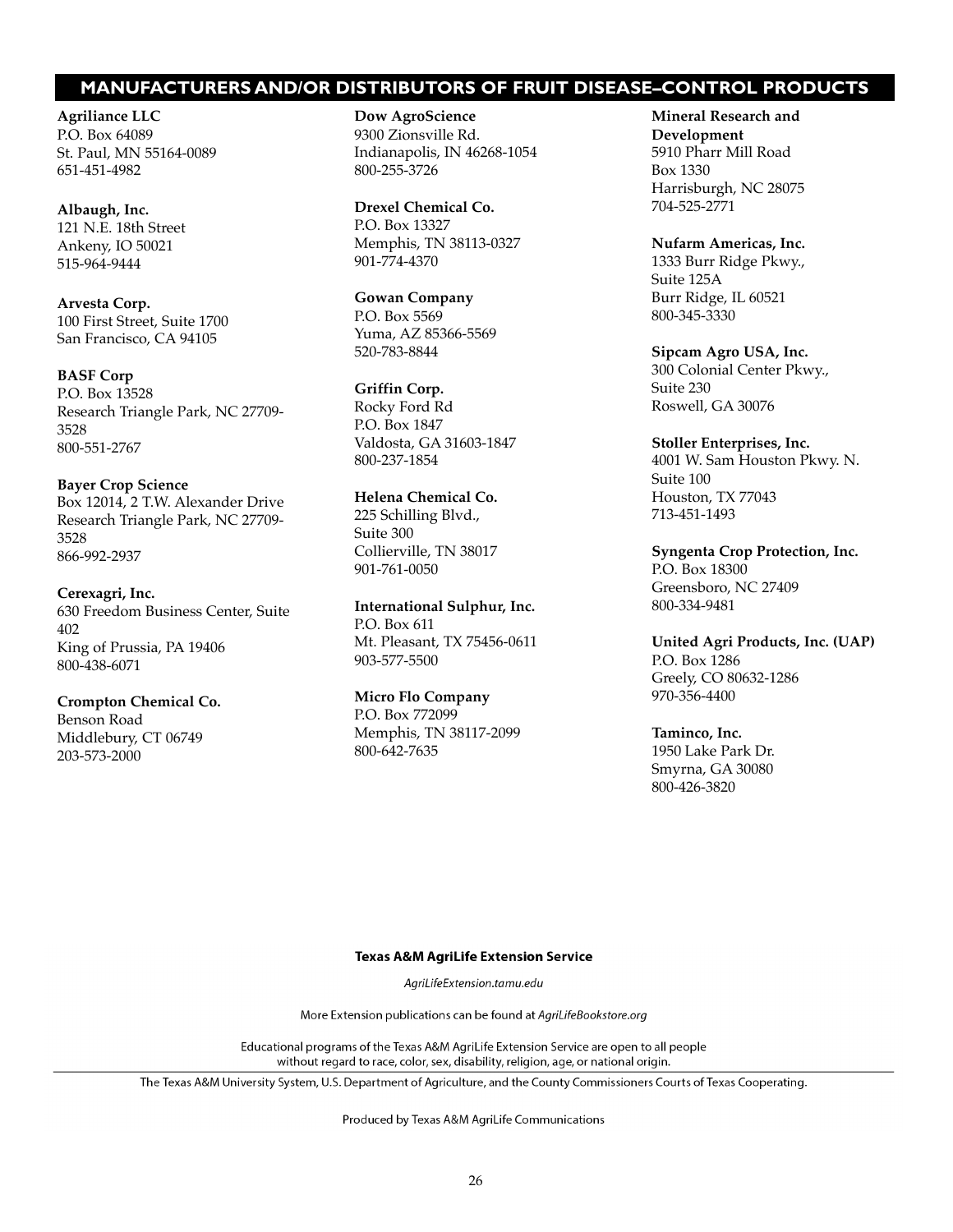## MANUFACTURERS AND/OR DISTRIBUTORS OF FRUIT DISEASE–CONTROL PRODUCTS

**Agriliance LLC**
P.O. Box 64089
St. Paul, MN 55164-0089
651-451-4982

**Albaugh, Inc.**
121 N.E. 18th Street
Ankeny, IO 50021
515-964-9444

**Arvesta Corp.**
100 First Street, Suite 1700
San Francisco, CA 94105

**BASF Corp**
P.O. Box 13528
Research Triangle Park, NC 27709-3528
800-551-2767

**Bayer Crop Science**
Box 12014, 2 T.W. Alexander Drive
Research Triangle Park, NC 27709-3528
866-992-2937

**Cerexagri, Inc.**
630 Freedom Business Center, Suite 402
King of Prussia, PA 19406
800-438-6071

**Crompton Chemical Co.**
Benson Road
Middlebury, CT 06749
203-573-2000

**Dow AgroScience**
9300 Zionsville Rd.
Indianapolis, IN 46268-1054
800-255-3726

**Drexel Chemical Co.**
P.O. Box 13327
Memphis, TN 38113-0327
901-774-4370

**Gowan Company**
P.O. Box 5569
Yuma, AZ 85366-5569
520-783-8844

**Griffin Corp.**
Rocky Ford Rd
P.O. Box 1847
Valdosta, GA 31603-1847
800-237-1854

**Helena Chemical Co.**
225 Schilling Blvd.,
Suite 300
Collierville, TN 38017
901-761-0050

**International Sulphur, Inc.**
P.O. Box 611
Mt. Pleasant, TX 75456-0611
903-577-5500

**Micro Flo Company**
P.O. Box 772099
Memphis, TN 38117-2099
800-642-7635

**Mineral Research and Development**
5910 Pharr Mill Road
Box 1330
Harrisburgh, NC 28075
704-525-2771

**Nufarm Americas, Inc.**
1333 Burr Ridge Pkwy.,
Suite 125A
Burr Ridge, IL 60521
800-345-3330

**Sipcam Agro USA, Inc.**
300 Colonial Center Pkwy.,
Suite 230
Roswell, GA 30076

**Stoller Enterprises, Inc.**
4001 W. Sam Houston Pkwy. N.
Suite 100
Houston, TX 77043
713-451-1493

**Syngenta Crop Protection, Inc.**
P.O. Box 18300
Greensboro, NC 27409
800-334-9481

**United Agri Products, Inc. (UAP)**
P.O. Box 1286
Greely, CO 80632-1286
970-356-4400

**Taminco, Inc.**
1950 Lake Park Dr.
Smyrna, GA 30080
800-426-3820

**Texas A&M AgriLife Extension Service**

*AgriLifeExtension.tamu.edu*

More Extension publications can be found at *AgriLifeBookstore.org*

Educational programs of the Texas A&M AgriLife Extension Service are open to all people without regard to race, color, sex, disability, religion, age, or national origin.

The Texas A&M University System, U.S. Department of Agriculture, and the County Commissioners Courts of Texas Cooperating.

Produced by Texas A&M AgriLife Communications